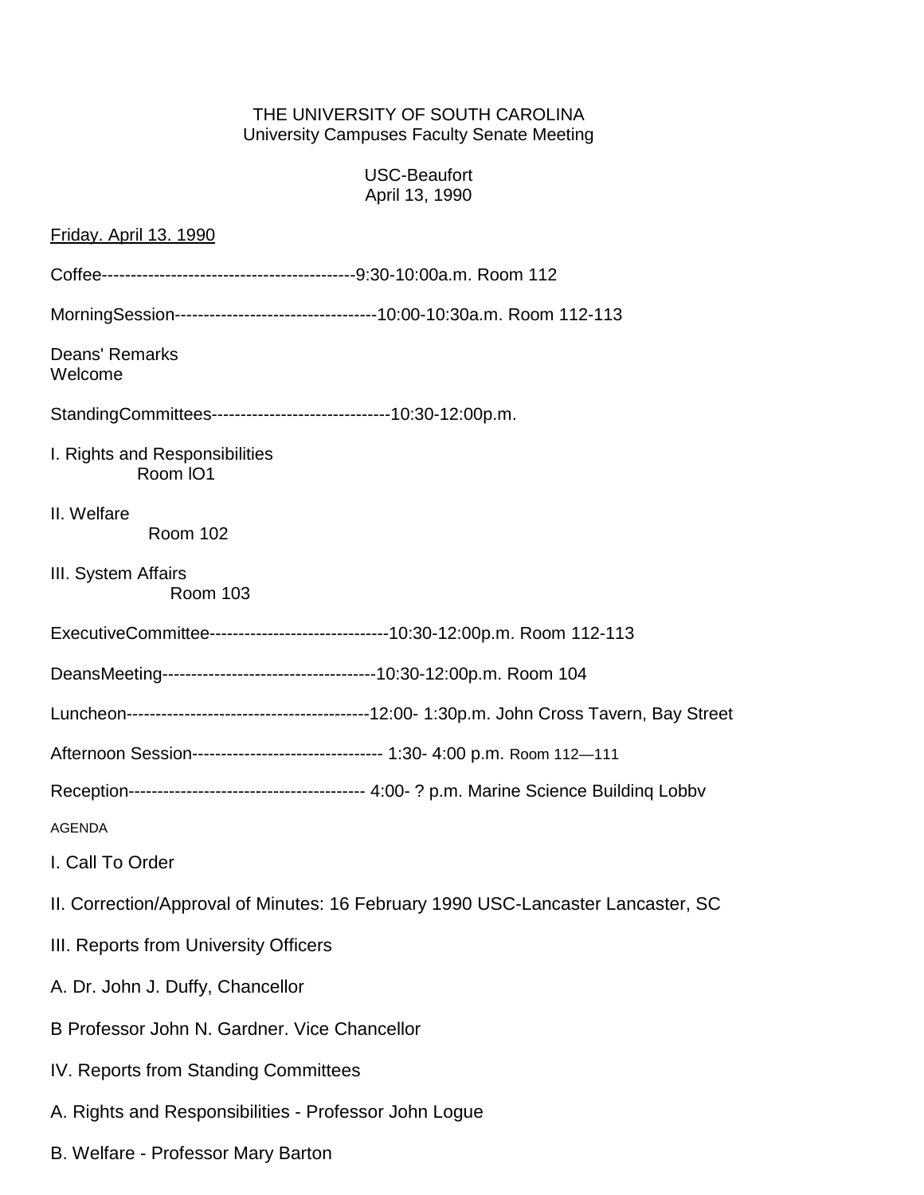# THE UNIVERSITY OF SOUTH CAROLINA
## University Campuses Faculty Senate Meeting

USC-Beaufort
April 13, 1990

<u>Friday. April 13. 1990</u>

Coffee--------------------------------------------9:30-10:00a.m. Room 112

MorningSession-----------------------------------10:00-10:30a.m. Room 112-113

Deans' Remarks
Welcome

StandingCommittees-------------------------------10:30-12:00p.m.

I. Rights and Responsibilities
Room lO1

II. Welfare
Room 102

III. System Affairs
Room 103

ExecutiveCommittee-------------------------------10:30-12:00p.m. Room 112-113

DeansMeeting-------------------------------------10:30-12:00p.m. Room 104

Luncheon------------------------------------------12:00- 1:30p.m. John Cross Tavern, Bay Street

Afternoon Session--------------------------------- 1:30- 4:00 p.m. Room 112—111

Reception----------------------------------------- 4:00- ? p.m. Marine Science Buildinq Lobbv

AGENDA

I. Call To Order

II. Correction/Approval of Minutes: 16 February 1990 USC-Lancaster Lancaster, SC

III. Reports from University Officers

A. Dr. John J. Duffy, Chancellor

B Professor John N. Gardner. Vice Chancellor

IV. Reports from Standing Committees

A. Rights and Responsibilities - Professor John Logue

B. Welfare - Professor Mary Barton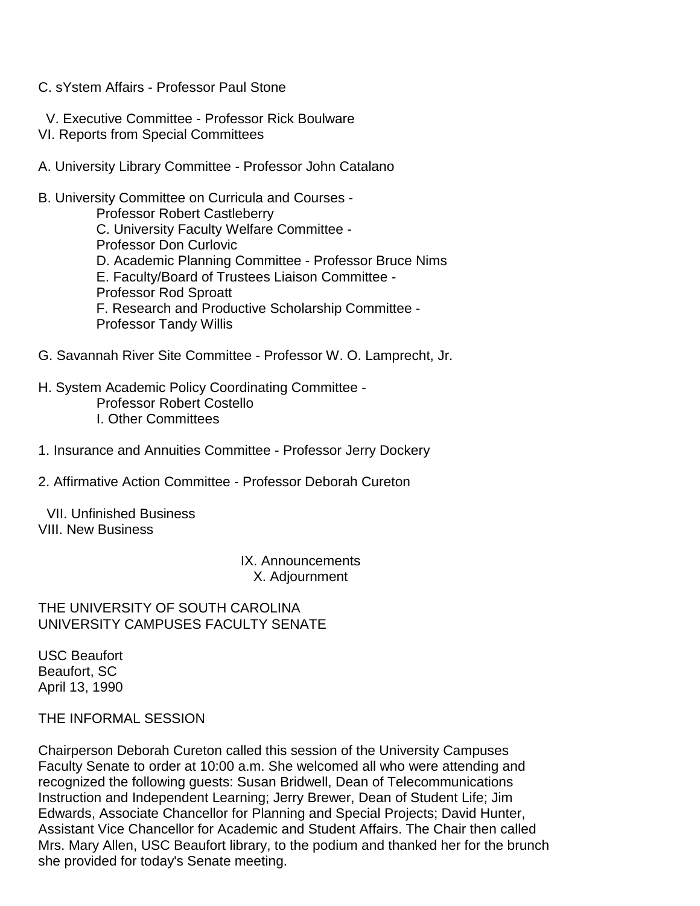C. sYstem Affairs - Professor Paul Stone

V. Executive Committee - Professor Rick Boulware

VI. Reports from Special Committees

A. University Library Committee - Professor John Catalano

B. University Committee on Curricula and Courses - Professor Robert Castleberry

C. University Faculty Welfare Committee - Professor Don Curlovic

D. Academic Planning Committee - Professor Bruce Nims

E. Faculty/Board of Trustees Liaison Committee - Professor Rod Sproatt

F. Research and Productive Scholarship Committee - Professor Tandy Willis

G. Savannah River Site Committee - Professor W. O. Lamprecht, Jr.

H. System Academic Policy Coordinating Committee - Professor Robert Costello

I. Other Committees

1. Insurance and Annuities Committee - Professor Jerry Dockery

2. Affirmative Action Committee - Professor Deborah Cureton

VII. Unfinished Business

VIII. New Business

IX. Announcements

X. Adjournment

THE UNIVERSITY OF SOUTH CAROLINA
UNIVERSITY CAMPUSES FACULTY SENATE

USC Beaufort
Beaufort, SC
April 13, 1990

THE INFORMAL SESSION

Chairperson Deborah Cureton called this session of the University Campuses Faculty Senate to order at 10:00 a.m. She welcomed all who were attending and recognized the following guests: Susan Bridwell, Dean of Telecommunications Instruction and Independent Learning; Jerry Brewer, Dean of Student Life; Jim Edwards, Associate Chancellor for Planning and Special Projects; David Hunter, Assistant Vice Chancellor for Academic and Student Affairs. The Chair then called Mrs. Mary Allen, USC Beaufort library, to the podium and thanked her for the brunch she provided for today's Senate meeting.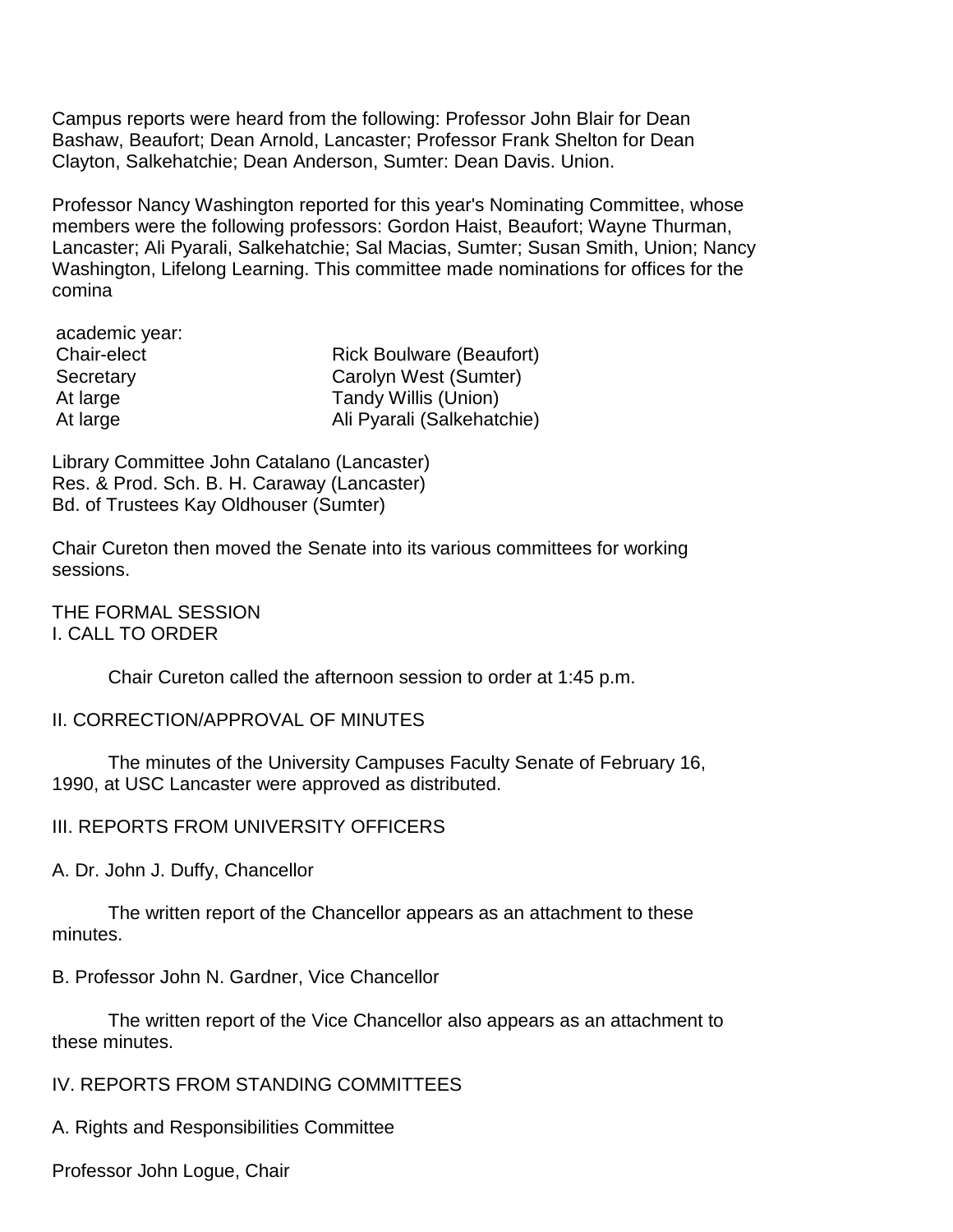Campus reports were heard from the following: Professor John Blair for Dean Bashaw, Beaufort; Dean Arnold, Lancaster; Professor Frank Shelton for Dean Clayton, Salkehatchie; Dean Anderson, Sumter: Dean Davis. Union.

Professor Nancy Washington reported for this year's Nominating Committee, whose members were the following professors: Gordon Haist, Beaufort; Wayne Thurman, Lancaster; Ali Pyarali, Salkehatchie; Sal Macias, Sumter; Susan Smith, Union; Nancy Washington, Lifelong Learning. This committee made nominations for offices for the comina

academic year:

| | |
|---|---|
| Chair-elect | Rick Boulware (Beaufort) |
| Secretary | Carolyn West (Sumter) |
| At large | Tandy Willis (Union) |
| At large | Ali Pyarali (Salkehatchie) |

Library Committee John Catalano (Lancaster)
Res. & Prod. Sch. B. H. Caraway (Lancaster)
Bd. of Trustees Kay Oldhouser (Sumter)

Chair Cureton then moved the Senate into its various committees for working sessions.

THE FORMAL SESSION
I. CALL TO ORDER

Chair Cureton called the afternoon session to order at 1:45 p.m.

II. CORRECTION/APPROVAL OF MINUTES

The minutes of the University Campuses Faculty Senate of February 16, 1990, at USC Lancaster were approved as distributed.

III. REPORTS FROM UNIVERSITY OFFICERS

A. Dr. John J. Duffy, Chancellor

The written report of the Chancellor appears as an attachment to these minutes.

B. Professor John N. Gardner, Vice Chancellor

The written report of the Vice Chancellor also appears as an attachment to these minutes.

IV. REPORTS FROM STANDING COMMITTEES

A. Rights and Responsibilities Committee

Professor John Logue, Chair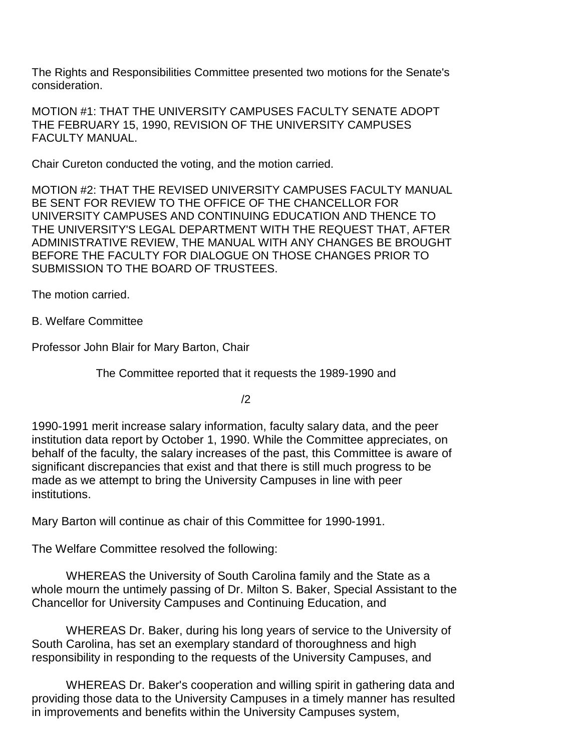The Rights and Responsibilities Committee presented two motions for the Senate's consideration.

MOTION #1: THAT THE UNIVERSITY CAMPUSES FACULTY SENATE ADOPT THE FEBRUARY 15, 1990, REVISION OF THE UNIVERSITY CAMPUSES FACULTY MANUAL.

Chair Cureton conducted the voting, and the motion carried.

MOTION #2: THAT THE REVISED UNIVERSITY CAMPUSES FACULTY MANUAL BE SENT FOR REVIEW TO THE OFFICE OF THE CHANCELLOR FOR UNIVERSITY CAMPUSES AND CONTINUING EDUCATION AND THENCE TO THE UNIVERSITY'S LEGAL DEPARTMENT WITH THE REQUEST THAT, AFTER ADMINISTRATIVE REVIEW, THE MANUAL WITH ANY CHANGES BE BROUGHT BEFORE THE FACULTY FOR DIALOGUE ON THOSE CHANGES PRIOR TO SUBMISSION TO THE BOARD OF TRUSTEES.

The motion carried.

B. Welfare Committee

Professor John Blair for Mary Barton, Chair

The Committee reported that it requests the 1989-1990 and 1990-1991 merit increase salary information, faculty salary data, and the peer institution data report by October 1, 1990. While the Committee appreciates, on behalf of the faculty, the salary increases of the past, this Committee is aware of significant discrepancies that exist and that there is still much progress to be made as we attempt to bring the University Campuses in line with peer institutions.

Mary Barton will continue as chair of this Committee for 1990-1991.

The Welfare Committee resolved the following:

WHEREAS the University of South Carolina family and the State as a whole mourn the untimely passing of Dr. Milton S. Baker, Special Assistant to the Chancellor for University Campuses and Continuing Education, and

WHEREAS Dr. Baker, during his long years of service to the University of South Carolina, has set an exemplary standard of thoroughness and high responsibility in responding to the requests of the University Campuses, and

WHEREAS Dr. Baker's cooperation and willing spirit in gathering data and providing those data to the University Campuses in a timely manner has resulted in improvements and benefits within the University Campuses system,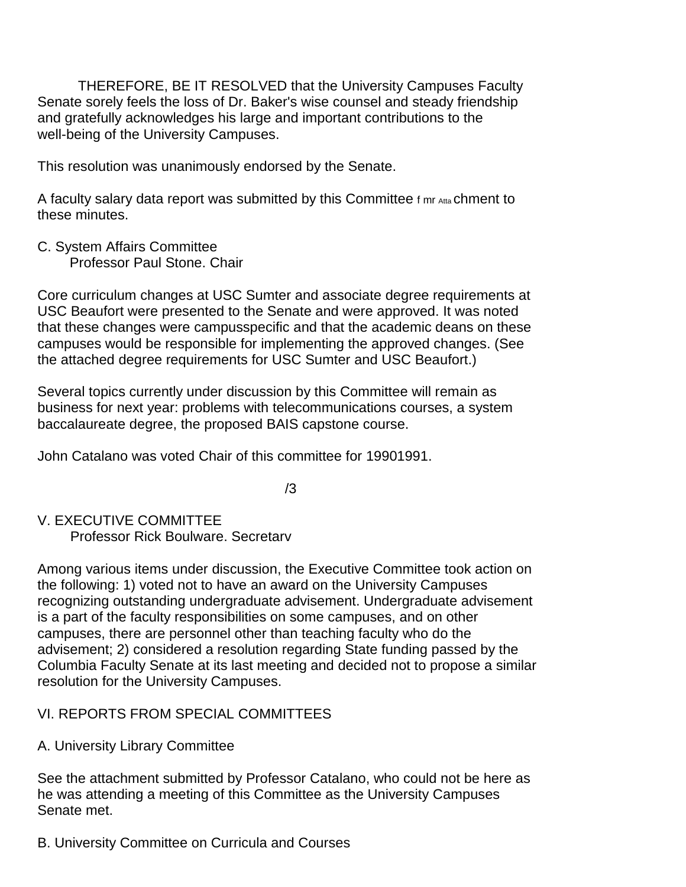THEREFORE, BE IT RESOLVED that the University Campuses Faculty Senate sorely feels the loss of Dr. Baker's wise counsel and steady friendship and gratefully acknowledges his large and important contributions to the well-being of the University Campuses.

This resolution was unanimously endorsed by the Senate.

A faculty salary data report was submitted by this Committee f mr Atta chment to these minutes.

C. System Affairs Committee
Professor Paul Stone. Chair

Core curriculum changes at USC Sumter and associate degree requirements at USC Beaufort were presented to the Senate and were approved. It was noted that these changes were campusspecific and that the academic deans on these campuses would be responsible for implementing the approved changes. (See the attached degree requirements for USC Sumter and USC Beaufort.)

Several topics currently under discussion by this Committee will remain as business for next year: problems with telecommunications courses, a system baccalaureate degree, the proposed BAIS capstone course.

John Catalano was voted Chair of this committee for 19901991.

/3

V. EXECUTIVE COMMITTEE
Professor Rick Boulware. Secretarv

Among various items under discussion, the Executive Committee took action on the following: 1) voted not to have an award on the University Campuses recognizing outstanding undergraduate advisement. Undergraduate advisement is a part of the faculty responsibilities on some campuses, and on other campuses, there are personnel other than teaching faculty who do the advisement; 2) considered a resolution regarding State funding passed by the Columbia Faculty Senate at its last meeting and decided not to propose a similar resolution for the University Campuses.

VI. REPORTS FROM SPECIAL COMMITTEES

A. University Library Committee

See the attachment submitted by Professor Catalano, who could not be here as he was attending a meeting of this Committee as the University Campuses Senate met.

B. University Committee on Curricula and Courses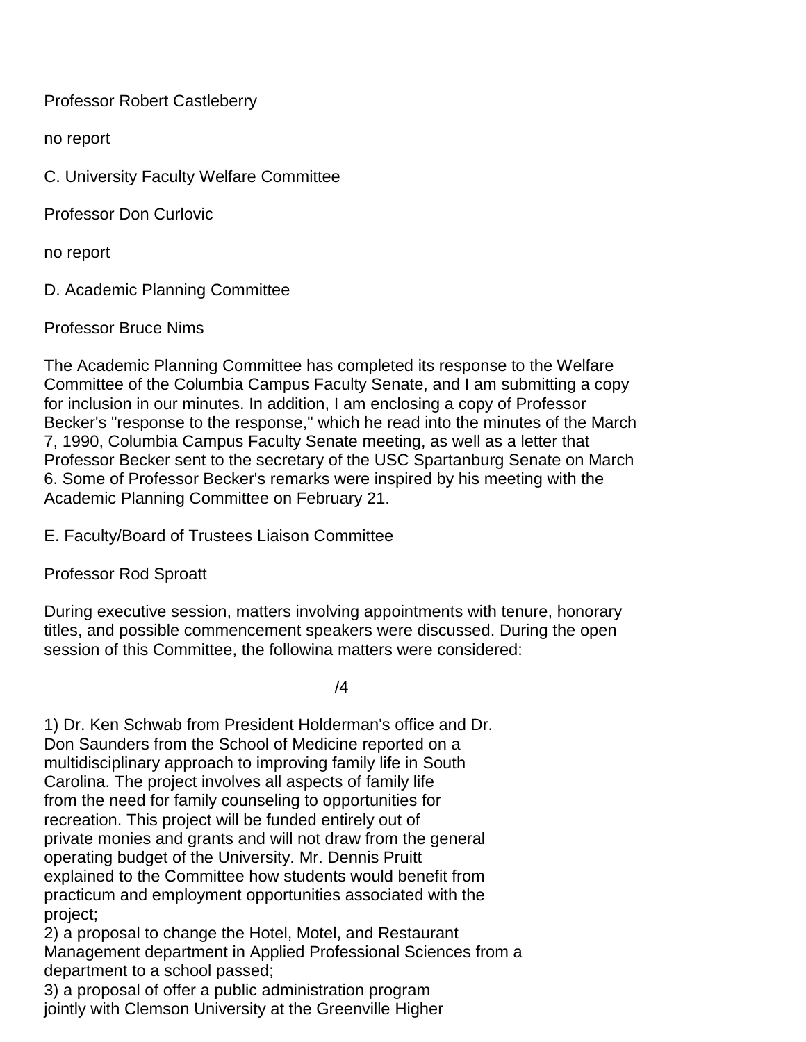Professor Robert Castleberry

no report

C. University Faculty Welfare Committee

Professor Don Curlovic

no report

D. Academic Planning Committee

Professor Bruce Nims

The Academic Planning Committee has completed its response to the Welfare Committee of the Columbia Campus Faculty Senate, and I am submitting a copy for inclusion in our minutes. In addition, I am enclosing a copy of Professor Becker's "response to the response," which he read into the minutes of the March 7, 1990, Columbia Campus Faculty Senate meeting, as well as a letter that Professor Becker sent to the secretary of the USC Spartanburg Senate on March 6. Some of Professor Becker's remarks were inspired by his meeting with the Academic Planning Committee on February 21.

E. Faculty/Board of Trustees Liaison Committee

Professor Rod Sproatt

During executive session, matters involving appointments with tenure, honorary titles, and possible commencement speakers were discussed. During the open session of this Committee, the followina matters were considered:

1) Dr. Ken Schwab from President Holderman's office and Dr. Don Saunders from the School of Medicine reported on a multidisciplinary approach to improving family life in South Carolina. The project involves all aspects of family life from the need for family counseling to opportunities for recreation. This project will be funded entirely out of private monies and grants and will not draw from the general operating budget of the University. Mr. Dennis Pruitt explained to the Committee how students would benefit from practicum and employment opportunities associated with the project;
2) a proposal to change the Hotel, Motel, and Restaurant Management department in Applied Professional Sciences from a department to a school passed;
3) a proposal of offer a public administration program jointly with Clemson University at the Greenville Higher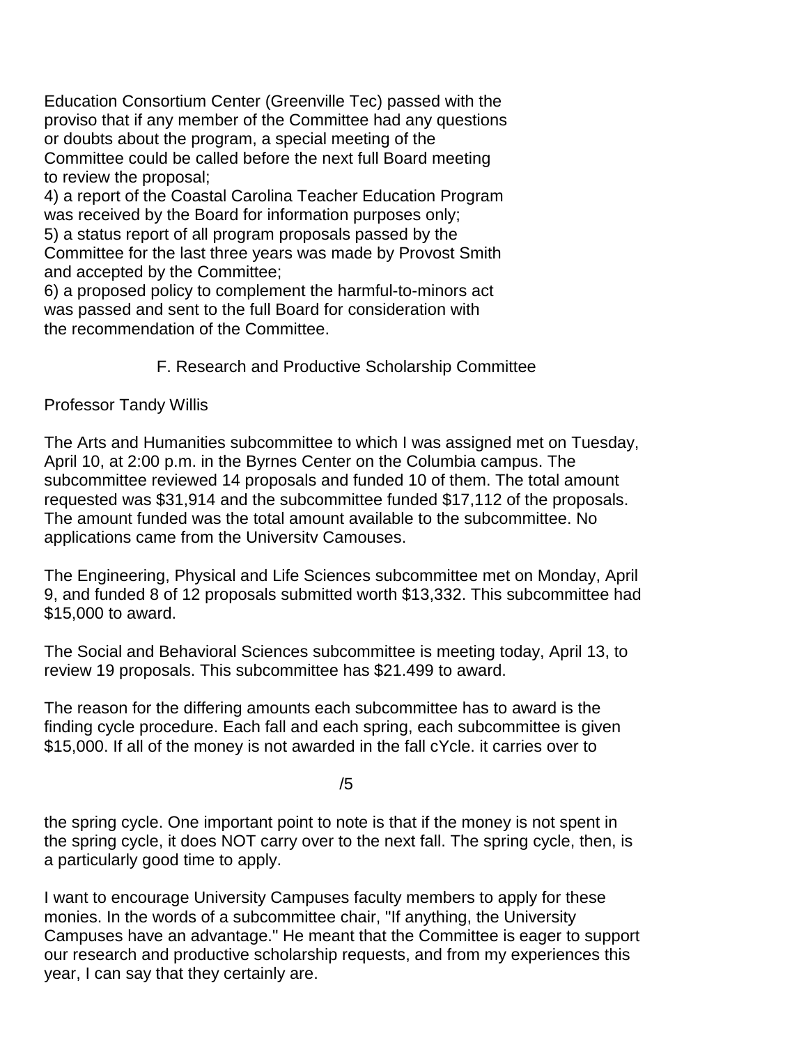Education Consortium Center (Greenville Tec) passed with the proviso that if any member of the Committee had any questions or doubts about the program, a special meeting of the Committee could be called before the next full Board meeting to review the proposal;
4) a report of the Coastal Carolina Teacher Education Program was received by the Board for information purposes only;
5) a status report of all program proposals passed by the Committee for the last three years was made by Provost Smith and accepted by the Committee;
6) a proposed policy to complement the harmful-to-minors act was passed and sent to the full Board for consideration with the recommendation of the Committee.

F. Research and Productive Scholarship Committee

Professor Tandy Willis

The Arts and Humanities subcommittee to which I was assigned met on Tuesday, April 10, at 2:00 p.m. in the Byrnes Center on the Columbia campus. The subcommittee reviewed 14 proposals and funded 10 of them. The total amount requested was $31,914 and the subcommittee funded $17,112 of the proposals. The amount funded was the total amount available to the subcommittee. No applications came from the Universitv Camouses.

The Engineering, Physical and Life Sciences subcommittee met on Monday, April 9, and funded 8 of 12 proposals submitted worth $13,332. This subcommittee had $15,000 to award.

The Social and Behavioral Sciences subcommittee is meeting today, April 13, to review 19 proposals. This subcommittee has $21.499 to award.

The reason for the differing amounts each subcommittee has to award is the finding cycle procedure. Each fall and each spring, each subcommittee is given $15,000. If all of the money is not awarded in the fall cYcle. it carries over to the spring cycle. One important point to note is that if the money is not spent in the spring cycle, it does NOT carry over to the next fall. The spring cycle, then, is a particularly good time to apply.

I want to encourage University Campuses faculty members to apply for these monies. In the words of a subcommittee chair, "If anything, the University Campuses have an advantage." He meant that the Committee is eager to support our research and productive scholarship requests, and from my experiences this year, I can say that they certainly are.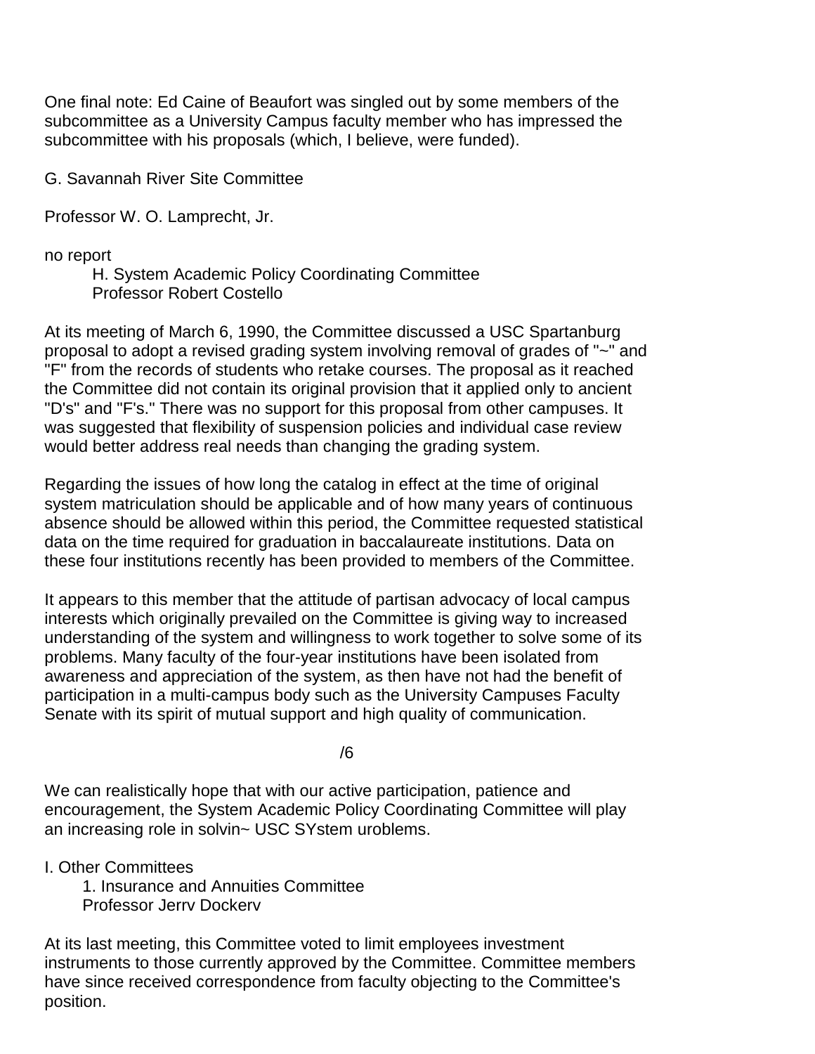One final note: Ed Caine of Beaufort was singled out by some members of the subcommittee as a University Campus faculty member who has impressed the subcommittee with his proposals (which, I believe, were funded).

G. Savannah River Site Committee

Professor W. O. Lamprecht, Jr.

no report

H. System Academic Policy Coordinating Committee
Professor Robert Costello

At its meeting of March 6, 1990, the Committee discussed a USC Spartanburg proposal to adopt a revised grading system involving removal of grades of "~" and "F" from the records of students who retake courses. The proposal as it reached the Committee did not contain its original provision that it applied only to ancient "D's" and "F's." There was no support for this proposal from other campuses. It was suggested that flexibility of suspension policies and individual case review would better address real needs than changing the grading system.

Regarding the issues of how long the catalog in effect at the time of original system matriculation should be applicable and of how many years of continuous absence should be allowed within this period, the Committee requested statistical data on the time required for graduation in baccalaureate institutions. Data on these four institutions recently has been provided to members of the Committee.

It appears to this member that the attitude of partisan advocacy of local campus interests which originally prevailed on the Committee is giving way to increased understanding of the system and willingness to work together to solve some of its problems. Many faculty of the four-year institutions have been isolated from awareness and appreciation of the system, as then have not had the benefit of participation in a multi-campus body such as the University Campuses Faculty Senate with its spirit of mutual support and high quality of communication.

We can realistically hope that with our active participation, patience and encouragement, the System Academic Policy Coordinating Committee will play an increasing role in solvin~ USC SYstem uroblems.

I. Other Committees

1. Insurance and Annuities Committee
Professor Jerrv Dockerv

At its last meeting, this Committee voted to limit employees investment instruments to those currently approved by the Committee. Committee members have since received correspondence from faculty objecting to the Committee's position.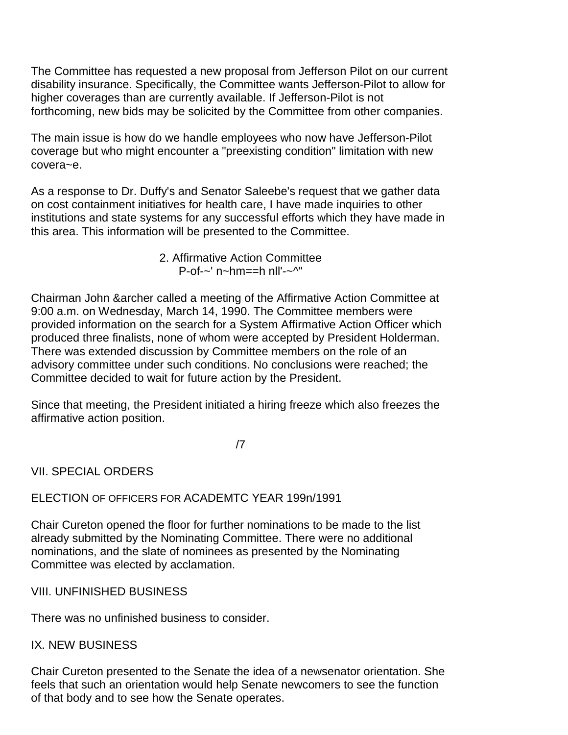The Committee has requested a new proposal from Jefferson Pilot on our current disability insurance. Specifically, the Committee wants Jefferson-Pilot to allow for higher coverages than are currently available. If Jefferson-Pilot is not forthcoming, new bids may be solicited by the Committee from other companies.

The main issue is how do we handle employees who now have Jefferson-Pilot coverage but who might encounter a "preexisting condition" limitation with new covera~e.

As a response to Dr. Duffy's and Senator Saleebe's request that we gather data on cost containment initiatives for health care, I have made inquiries to other institutions and state systems for any successful efforts which they have made in this area. This information will be presented to the Committee.

2. Affirmative Action Committee
P-of-~' n~hm==h nll'-~^"

Chairman John &archer called a meeting of the Affirmative Action Committee at 9:00 a.m. on Wednesday, March 14, 1990. The Committee members were provided information on the search for a System Affirmative Action Officer which produced three finalists, none of whom were accepted by President Holderman. There was extended discussion by Committee members on the role of an advisory committee under such conditions. No conclusions were reached; the Committee decided to wait for future action by the President.

Since that meeting, the President initiated a hiring freeze which also freezes the affirmative action position.

## VII. SPECIAL ORDERS

ELECTION OF OFFICERS FOR ACADEMTC YEAR 199n/1991

Chair Cureton opened the floor for further nominations to be made to the list already submitted by the Nominating Committee. There were no additional nominations, and the slate of nominees as presented by the Nominating Committee was elected by acclamation.

## VIII. UNFINISHED BUSINESS

There was no unfinished business to consider.

## IX. NEW BUSINESS

Chair Cureton presented to the Senate the idea of a newsenator orientation. She feels that such an orientation would help Senate newcomers to see the function of that body and to see how the Senate operates.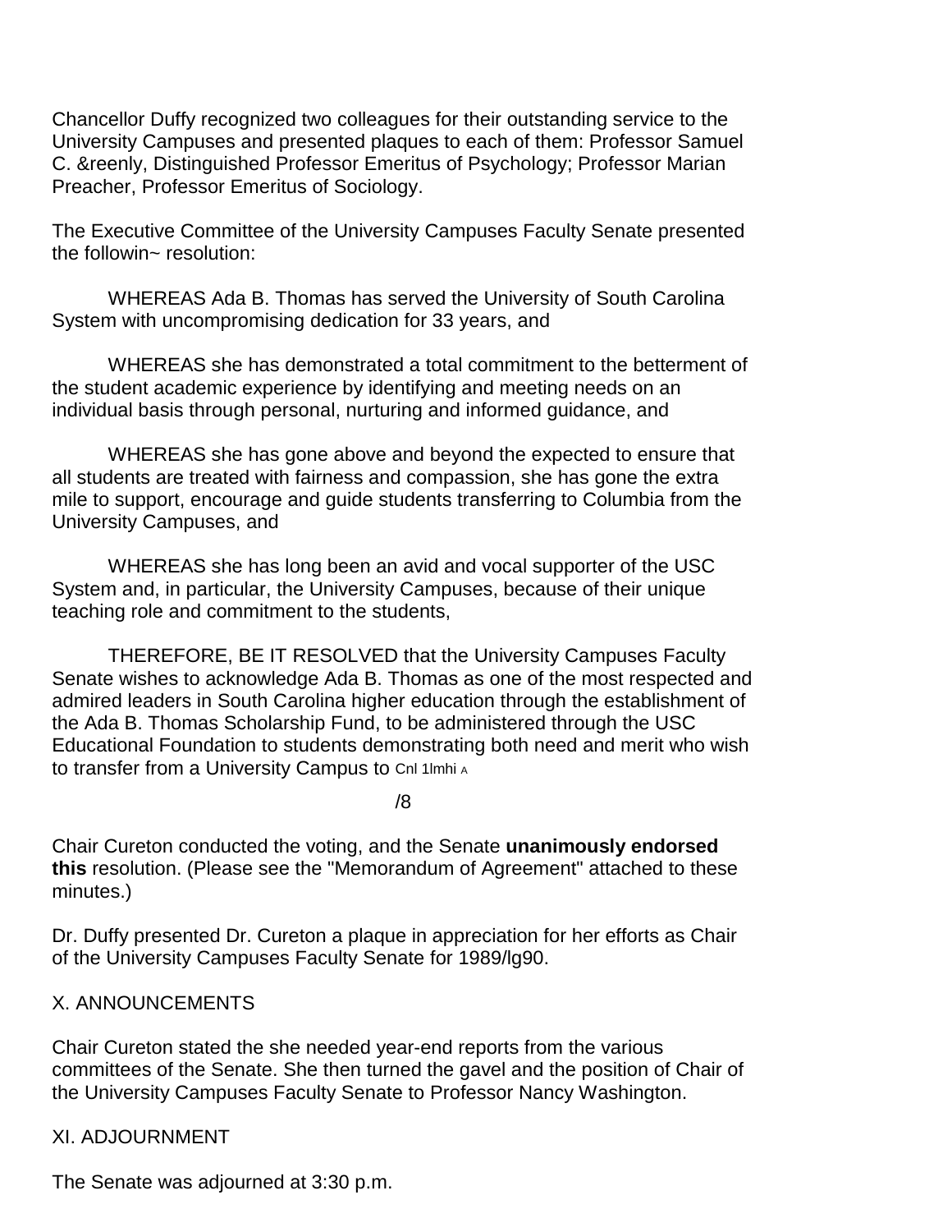Chancellor Duffy recognized two colleagues for their outstanding service to the University Campuses and presented plaques to each of them: Professor Samuel C. &reenly, Distinguished Professor Emeritus of Psychology; Professor Marian Preacher, Professor Emeritus of Sociology.

The Executive Committee of the University Campuses Faculty Senate presented the followin~ resolution:

WHEREAS Ada B. Thomas has served the University of South Carolina System with uncompromising dedication for 33 years, and

WHEREAS she has demonstrated a total commitment to the betterment of the student academic experience by identifying and meeting needs on an individual basis through personal, nurturing and informed guidance, and

WHEREAS she has gone above and beyond the expected to ensure that all students are treated with fairness and compassion, she has gone the extra mile to support, encourage and guide students transferring to Columbia from the University Campuses, and

WHEREAS she has long been an avid and vocal supporter of the USC System and, in particular, the University Campuses, because of their unique teaching role and commitment to the students,

THEREFORE, BE IT RESOLVED that the University Campuses Faculty Senate wishes to acknowledge Ada B. Thomas as one of the most respected and admired leaders in South Carolina higher education through the establishment of the Ada B. Thomas Scholarship Fund, to be administered through the USC Educational Foundation to students demonstrating both need and merit who wish to transfer from a University Campus to Cnl 1lmhi A

/8

Chair Cureton conducted the voting, and the Senate **unanimously endorsed this** resolution. (Please see the "Memorandum of Agreement" attached to these minutes.)

Dr. Duffy presented Dr. Cureton a plaque in appreciation for her efforts as Chair of the University Campuses Faculty Senate for 1989/lg90.

## X. ANNOUNCEMENTS

Chair Cureton stated the she needed year-end reports from the various committees of the Senate. She then turned the gavel and the position of Chair of the University Campuses Faculty Senate to Professor Nancy Washington.

## XI. ADJOURNMENT

The Senate was adjourned at 3:30 p.m.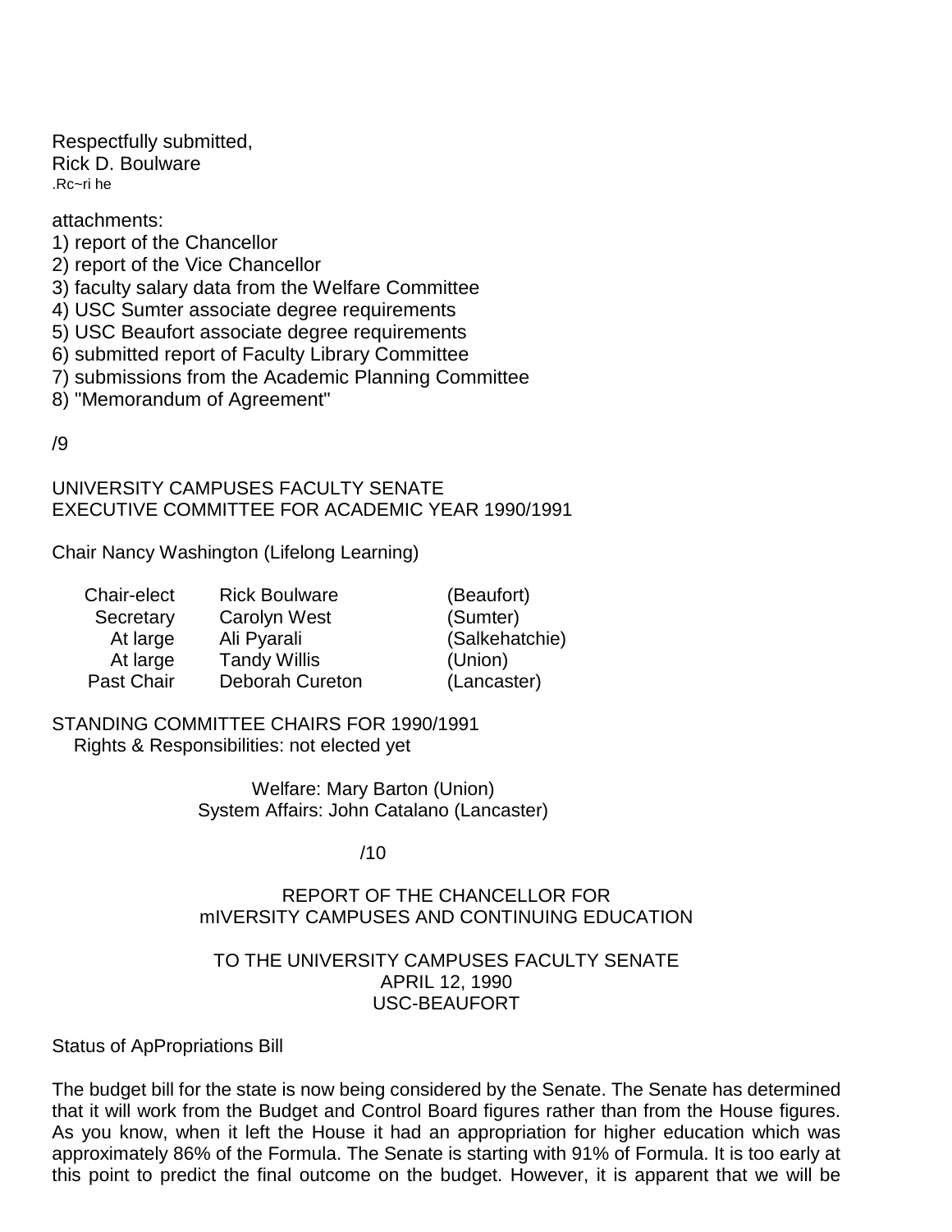Respectfully submitted,
Rick D. Boulware
.Rc~ri he

attachments:
1) report of the Chancellor
2) report of the Vice Chancellor
3) faculty salary data from the Welfare Committee
4) USC Sumter associate degree requirements
5) USC Beaufort associate degree requirements
6) submitted report of Faculty Library Committee
7) submissions from the Academic Planning Committee
8) "Memorandum of Agreement"

/9

UNIVERSITY CAMPUSES FACULTY SENATE
EXECUTIVE COMMITTEE FOR ACADEMIC YEAR 1990/1991

Chair Nancy Washington (Lifelong Learning)

| | | |
|---|---|---|
| Chair-elect | Rick Boulware | (Beaufort) |
| Secretary | Carolyn West | (Sumter) |
| At large | Ali Pyarali | (Salkehatchie) |
| At large | Tandy Willis | (Union) |
| Past Chair | Deborah Cureton | (Lancaster) |

STANDING COMMITTEE CHAIRS FOR 1990/1991
Rights & Responsibilities: not elected yet

Welfare: Mary Barton (Union)
System Affairs: John Catalano (Lancaster)

/10

REPORT OF THE CHANCELLOR FOR
mIVERSITY CAMPUSES AND CONTINUING EDUCATION

TO THE UNIVERSITY CAMPUSES FACULTY SENATE
APRIL 12, 1990
USC-BEAUFORT

Status of ApPropriations Bill

The budget bill for the state is now being considered by the Senate. The Senate has determined that it will work from the Budget and Control Board figures rather than from the House figures. As you know, when it left the House it had an appropriation for higher education which was approximately 86% of the Formula. The Senate is starting with 91% of Formula. It is too early at this point to predict the final outcome on the budget. However, it is apparent that we will be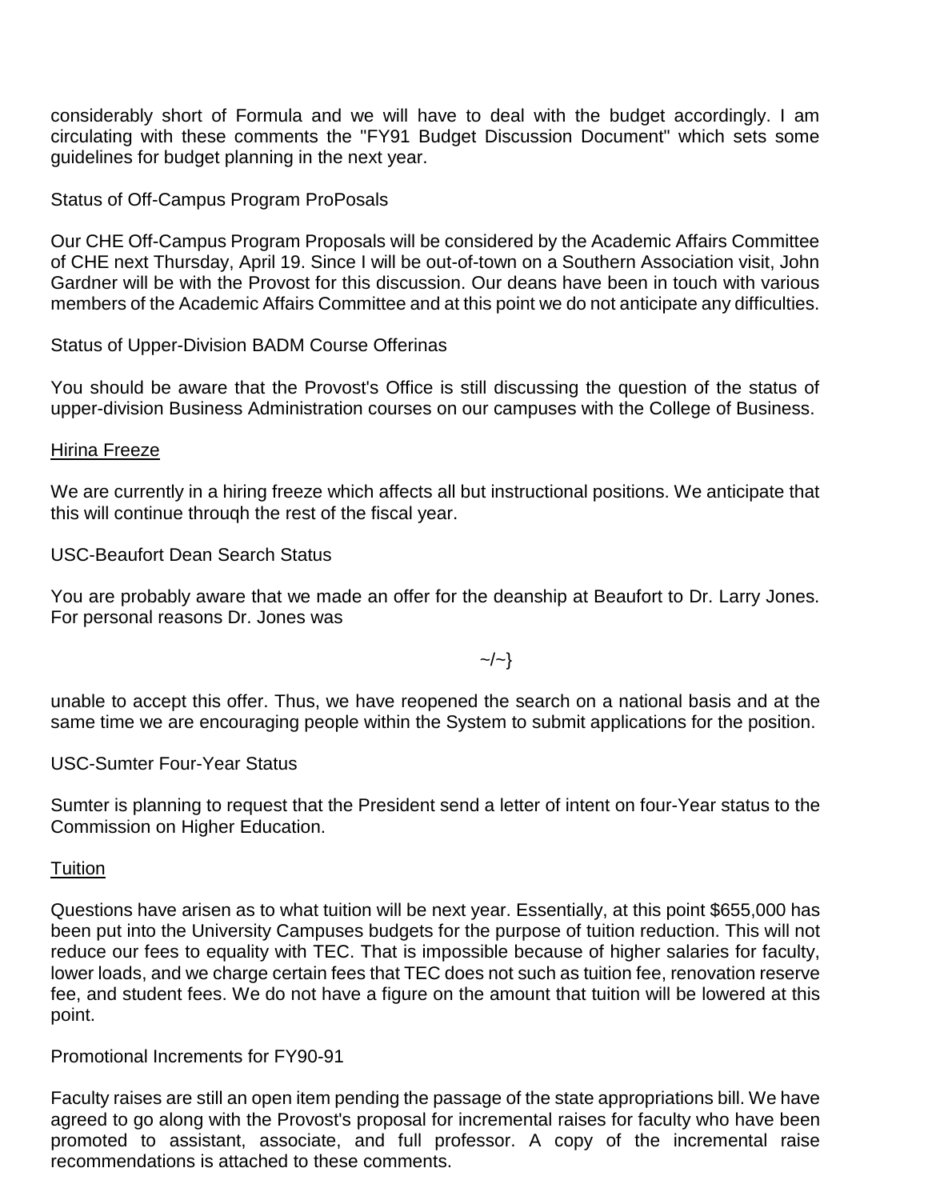considerably short of Formula and we will have to deal with the budget accordingly. I am circulating with these comments the "FY91 Budget Discussion Document" which sets some guidelines for budget planning in the next year.

Status of Off-Campus Program ProPosals

Our CHE Off-Campus Program Proposals will be considered by the Academic Affairs Committee of CHE next Thursday, April 19. Since I will be out-of-town on a Southern Association visit, John Gardner will be with the Provost for this discussion. Our deans have been in touch with various members of the Academic Affairs Committee and at this point we do not anticipate any difficulties.

Status of Upper-Division BADM Course Offerinas

You should be aware that the Provost's Office is still discussing the question of the status of upper-division Business Administration courses on our campuses with the College of Business.

Hirina Freeze

We are currently in a hiring freeze which affects all but instructional positions. We anticipate that this will continue throuqh the rest of the fiscal year.

USC-Beaufort Dean Search Status

You are probably aware that we made an offer for the deanship at Beaufort to Dr. Larry Jones. For personal reasons Dr. Jones was unable to accept this offer. Thus, we have reopened the search on a national basis and at the same time we are encouraging people within the System to submit applications for the position.

USC-Sumter Four-Year Status

Sumter is planning to request that the President send a letter of intent on four-Year status to the Commission on Higher Education.

Tuition

Questions have arisen as to what tuition will be next year. Essentially, at this point $655,000 has been put into the University Campuses budgets for the purpose of tuition reduction. This will not reduce our fees to equality with TEC. That is impossible because of higher salaries for faculty, lower loads, and we charge certain fees that TEC does not such as tuition fee, renovation reserve fee, and student fees. We do not have a figure on the amount that tuition will be lowered at this point.

Promotional Increments for FY90-91

Faculty raises are still an open item pending the passage of the state appropriations bill. We have agreed to go along with the Provost's proposal for incremental raises for faculty who have been promoted to assistant, associate, and full professor. A copy of the incremental raise recommendations is attached to these comments.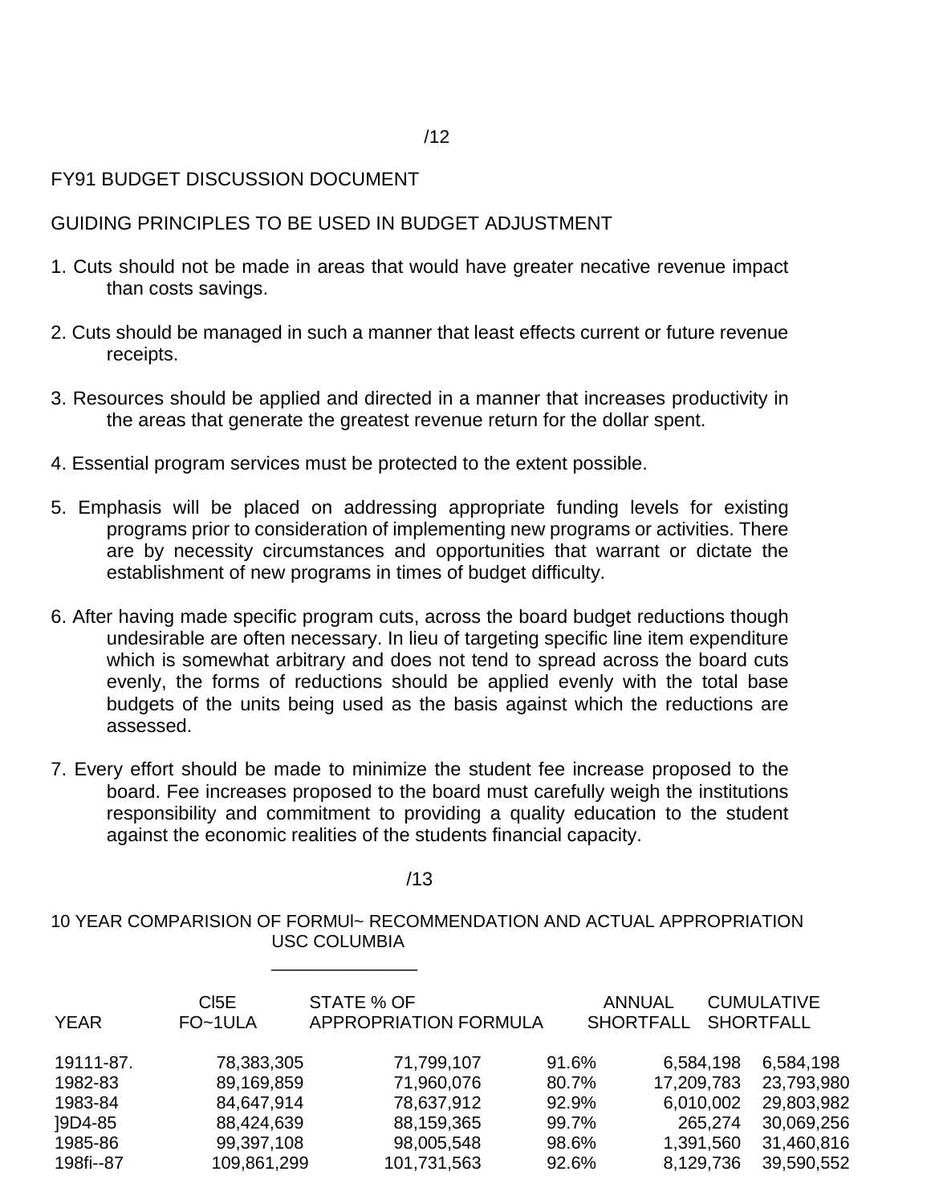/12

FY91 BUDGET DISCUSSION DOCUMENT

GUIDING PRINCIPLES TO BE USED IN BUDGET ADJUSTMENT

1. Cuts should not be made in areas that would have greater necative revenue impact than costs savings.

2. Cuts should be managed in such a manner that least effects current or future revenue receipts.

3. Resources should be applied and directed in a manner that increases productivity in the areas that generate the greatest revenue return for the dollar spent.

4. Essential program services must be protected to the extent possible.

5. Emphasis will be placed on addressing appropriate funding levels for existing programs prior to consideration of implementing new programs or activities. There are by necessity circumstances and opportunities that warrant or dictate the establishment of new programs in times of budget difficulty.

6. After having made specific program cuts, across the board budget reductions though undesirable are often necessary. In lieu of targeting specific line item expenditure which is somewhat arbitrary and does not tend to spread across the board cuts evenly, the forms of reductions should be applied evenly with the total base budgets of the units being used as the basis against which the reductions are assessed.

7. Every effort should be made to minimize the student fee increase proposed to the board. Fee increases proposed to the board must carefully weigh the institutions responsibility and commitment to providing a quality education to the student against the economic realities of the students financial capacity.

/13

10 YEAR COMPARISION OF FORMUl~ RECOMMENDATION AND ACTUAL APPROPRIATION
USC COLUMBIA

| YEAR | Cl5E FO~1ULA | STATE APPROPRIATION | % OF FORMULA | ANNUAL SHORTFALL | CUMULATIVE SHORTFALL |
|---|---|---|---|---|---|
| 19111-87. | 78,383,305 | 71,799,107 | 91.6% | 6,584,198 | 6,584,198 |
| 1982-83 | 89,169,859 | 71,960,076 | 80.7% | 17,209,783 | 23,793,980 |
| 1983-84 | 84,647,914 | 78,637,912 | 92.9% | 6,010,002 | 29,803,982 |
| ]9D4-85 | 88,424,639 | 88,159,365 | 99.7% | 265,274 | 30,069,256 |
| 1985-86 | 99,397,108 | 98,005,548 | 98.6% | 1,391,560 | 31,460,816 |
| 198fi--87 | 109,861,299 | 101,731,563 | 92.6% | 8,129,736 | 39,590,552 |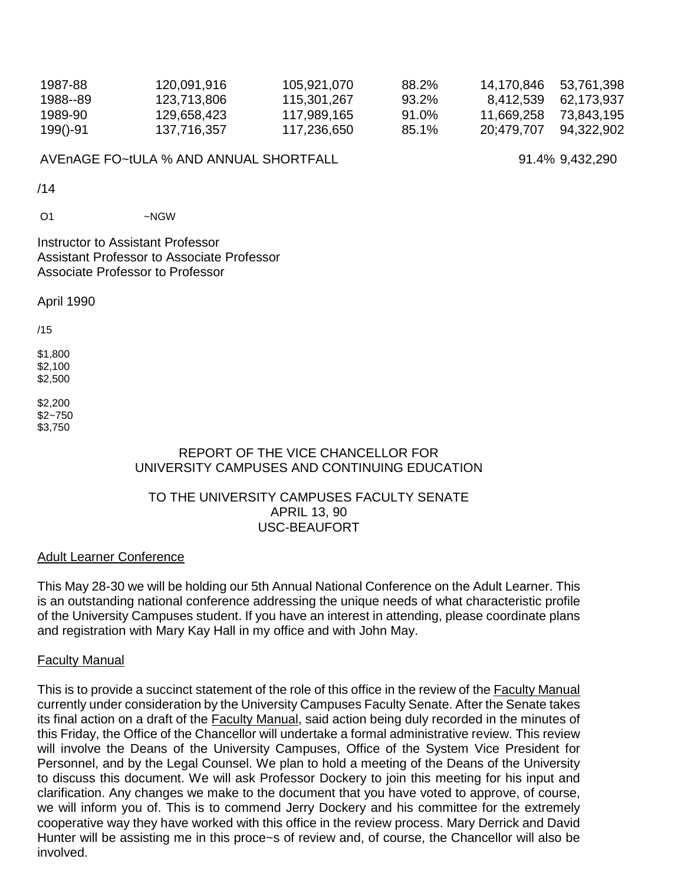| | | | | | |
|---|---|---|---|---|---|
| 1987-88 | 120,091,916 | 105,921,070 | 88.2% | 14,170,846 | 53,761,398 |
| 1988--89 | 123,713,806 | 115,301,267 | 93.2% | 8,412,539 | 62,173,937 |
| 1989-90 | 129,658,423 | 117,989,165 | 91.0% | 11,669,258 | 73,843,195 |
| 199()-91 | 137,716,357 | 117,236,650 | 85.1% | 20;479,707 | 94,322,902 |

AVEnAGE FO~tULA % AND ANNUAL SHORTFALL 91.4% 9,432,290

/14

O1 ~NGW

Instructor to Assistant Professor
Assistant Professor to Associate Professor
Associate Professor to Professor

April 1990

/15

$1,800
$2,100
$2,500

$2,200
$2~750
$3,750

REPORT OF THE VICE CHANCELLOR FOR
UNIVERSITY CAMPUSES AND CONTINUING EDUCATION

TO THE UNIVERSITY CAMPUSES FACULTY SENATE
APRIL 13, 90
USC-BEAUFORT

## Adult Learner Conference

This May 28-30 we will be holding our 5th Annual National Conference on the Adult Learner. This is an outstanding national conference addressing the unique needs of what characteristic profile of the University Campuses student. If you have an interest in attending, please coordinate plans and registration with Mary Kay Hall in my office and with John May.

## Faculty Manual

This is to provide a succinct statement of the role of this office in the review of the Faculty Manual currently under consideration by the University Campuses Faculty Senate. After the Senate takes its final action on a draft of the Faculty Manual, said action being duly recorded in the minutes of this Friday, the Office of the Chancellor will undertake a formal administrative review. This review will involve the Deans of the University Campuses, Office of the System Vice President for Personnel, and by the Legal Counsel. We plan to hold a meeting of the Deans of the University to discuss this document. We will ask Professor Dockery to join this meeting for his input and clarification. Any changes we make to the document that you have voted to approve, of course, we will inform you of. This is to commend Jerry Dockery and his committee for the extremely cooperative way they have worked with this office in the review process. Mary Derrick and David Hunter will be assisting me in this proce~s of review and, of course, the Chancellor will also be involved.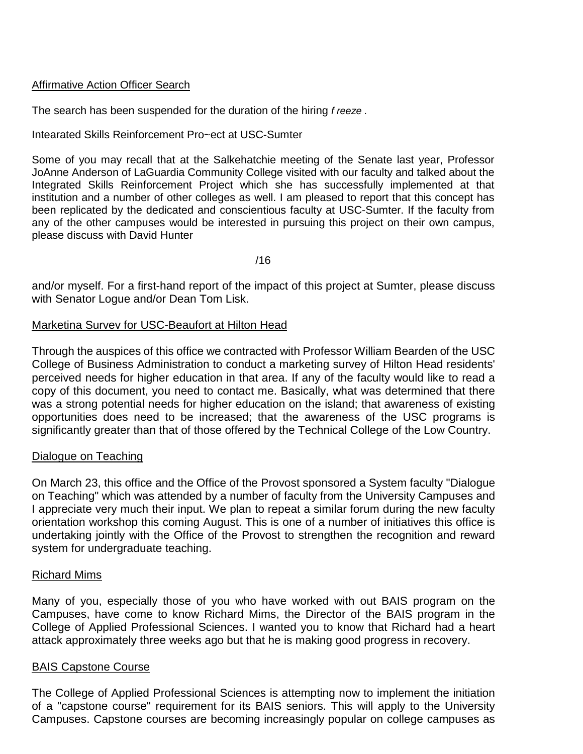Affirmative Action Officer Search

The search has been suspended for the duration of the hiring *f reeze* .

Intearated Skills Reinforcement Pro~ect at USC-Sumter

Some of you may recall that at the Salkehatchie meeting of the Senate last year, Professor JoAnne Anderson of LaGuardia Community College visited with our faculty and talked about the Integrated Skills Reinforcement Project which she has successfully implemented at that institution and a number of other colleges as well. I am pleased to report that this concept has been replicated by the dedicated and conscientious faculty at USC-Sumter. If the faculty from any of the other campuses would be interested in pursuing this project on their own campus, please discuss with David Hunter

/16

and/or myself. For a first-hand report of the impact of this project at Sumter, please discuss with Senator Logue and/or Dean Tom Lisk.

Marketina Survev for USC-Beaufort at Hilton Head

Through the auspices of this office we contracted with Professor William Bearden of the USC College of Business Administration to conduct a marketing survey of Hilton Head residents' perceived needs for higher education in that area. If any of the faculty would like to read a copy of this document, you need to contact me. Basically, what was determined that there was a strong potential needs for higher education on the island; that awareness of existing opportunities does need to be increased; that the awareness of the USC programs is significantly greater than that of those offered by the Technical College of the Low Country.

Dialogue on Teaching

On March 23, this office and the Office of the Provost sponsored a System faculty "Dialogue on Teaching" which was attended by a number of faculty from the University Campuses and I appreciate very much their input. We plan to repeat a similar forum during the new faculty orientation workshop this coming August. This is one of a number of initiatives this office is undertaking jointly with the Office of the Provost to strengthen the recognition and reward system for undergraduate teaching.

Richard Mims

Many of you, especially those of you who have worked with out BAIS program on the Campuses, have come to know Richard Mims, the Director of the BAIS program in the College of Applied Professional Sciences. I wanted you to know that Richard had a heart attack approximately three weeks ago but that he is making good progress in recovery.

BAIS Capstone Course

The College of Applied Professional Sciences is attempting now to implement the initiation of a "capstone course" requirement for its BAIS seniors. This will apply to the University Campuses. Capstone courses are becoming increasingly popular on college campuses as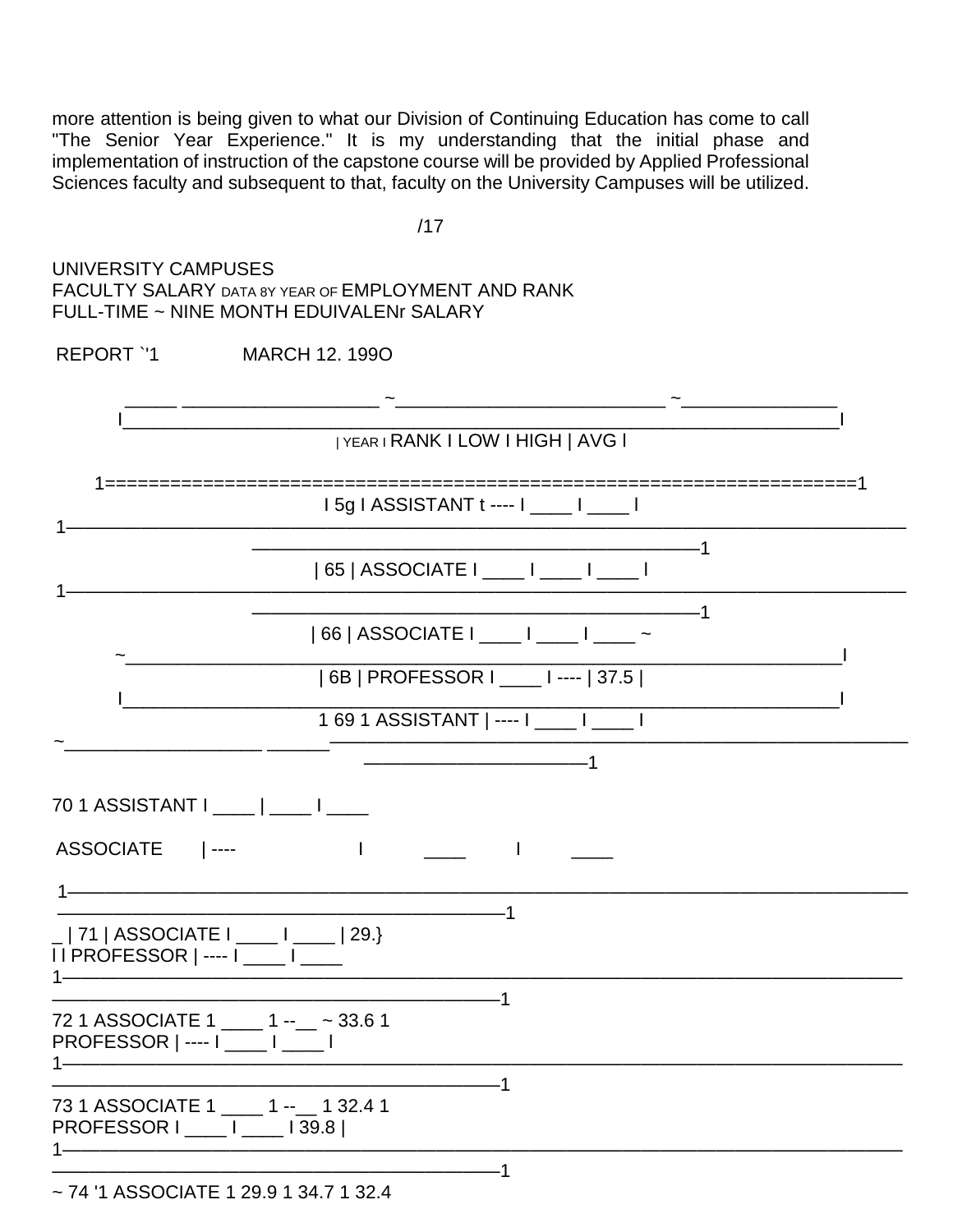more attention is being given to what our Division of Continuing Education has come to call "The Senior Year Experience." It is my understanding that the initial phase and implementation of instruction of the capstone course will be provided by Applied Professional Sciences faculty and subsequent to that, faculty on the University Campuses will be utilized.

/17

UNIVERSITY CAMPUSES
FACULTY SALARY DATA 8Y YEAR OF EMPLOYMENT AND RANK
FULL-TIME ~ NINE MONTH EDUIVALENr SALARY

REPORT `'1 MARCH 12. 199O

| YEAR | RANK | LOW | HIGH | AVG |
|---|---|---|---|---|
| 5g | ASSISTANT | ---- | ____ | ____ |
| 65 | ASSOCIATE | ____ | ____ | ____ |
| 66 | ASSOCIATE | ____ | ____ | ____ |
| 6B | PROFESSOR | ____ | ---- | 37.5 |
| 69 | ASSISTANT | ---- | ____ | ____ |
| 70 | ASSISTANT | ____ | ____ | ____ |
| | ASSOCIATE | ---- | ____ | ____ |
| 71 | ASSOCIATE | ____ | ____ | 29.} |
| | PROFESSOR | ---- | ____ | ____ |
| 72 | ASSOCIATE | ____ | --__ | 33.6 |
| | PROFESSOR | ---- | ____ | ____ |
| 73 | ASSOCIATE | ____ | --__ | 32.4 |
| | PROFESSOR | ____ | ____ | 39.8 |
| 74 | ASSOCIATE | 29.9 | 34.7 | 32.4 |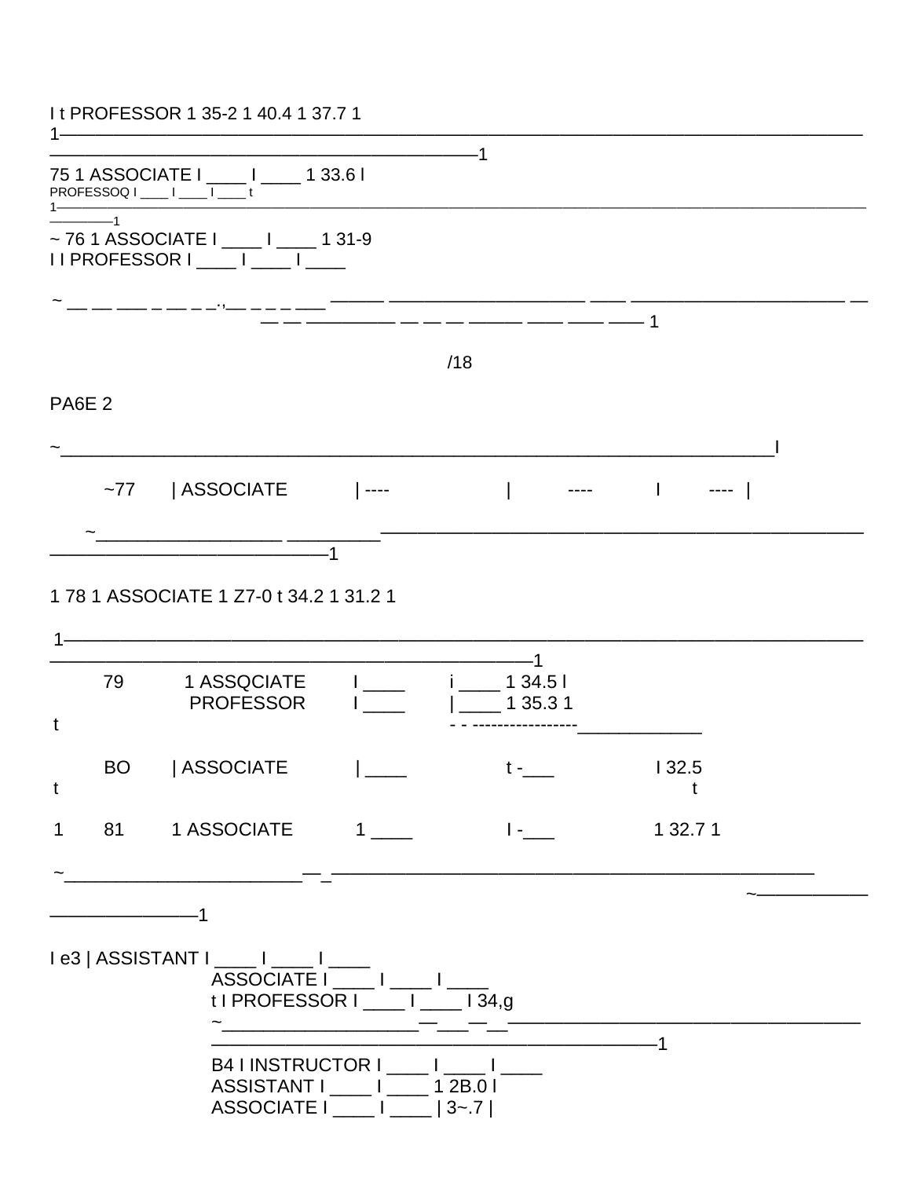I t PROFESSOR 1 35-2 1 40.4 1 37.7 1

75 1 ASSOCIATE I ____ I ____ 1 33.6 I
PROFESSOQ I ____ I ____ I ____ t

~ 76 1 ASSOCIATE I ____ I ____ 1 31-9
I I PROFESSOR I ____ I ____ I ____

/18

PA6E 2

| | | | | |
|---|---|---|---|---|
| ~77 | ASSOCIATE | ---- | ---- | ---- |
| 78 | ASSOCIATE | Z7-0 | 34.2 | 31.2 |
| 79 | ASSQCIATE | ____ | ____ | 34.5 |
| | PROFESSOR | ____ | ____ | 35.3 |
| BO | ASSOCIATE | ____ | -___ | 32.5 |
| 81 | ASSOCIATE | ____ | -___ | 32.7 |
| e3 | ASSISTANT | ____ | ____ | ____ |
| | ASSOCIATE | ____ | ____ | ____ |
| | PROFESSOR | ____ | ____ | 34,g |
| B4 | INSTRUCTOR | ____ | ____ | ____ |
| | ASSISTANT | ____ | ____ | 2B.0 |
| | ASSOCIATE | ____ | ____ | 3~.7 |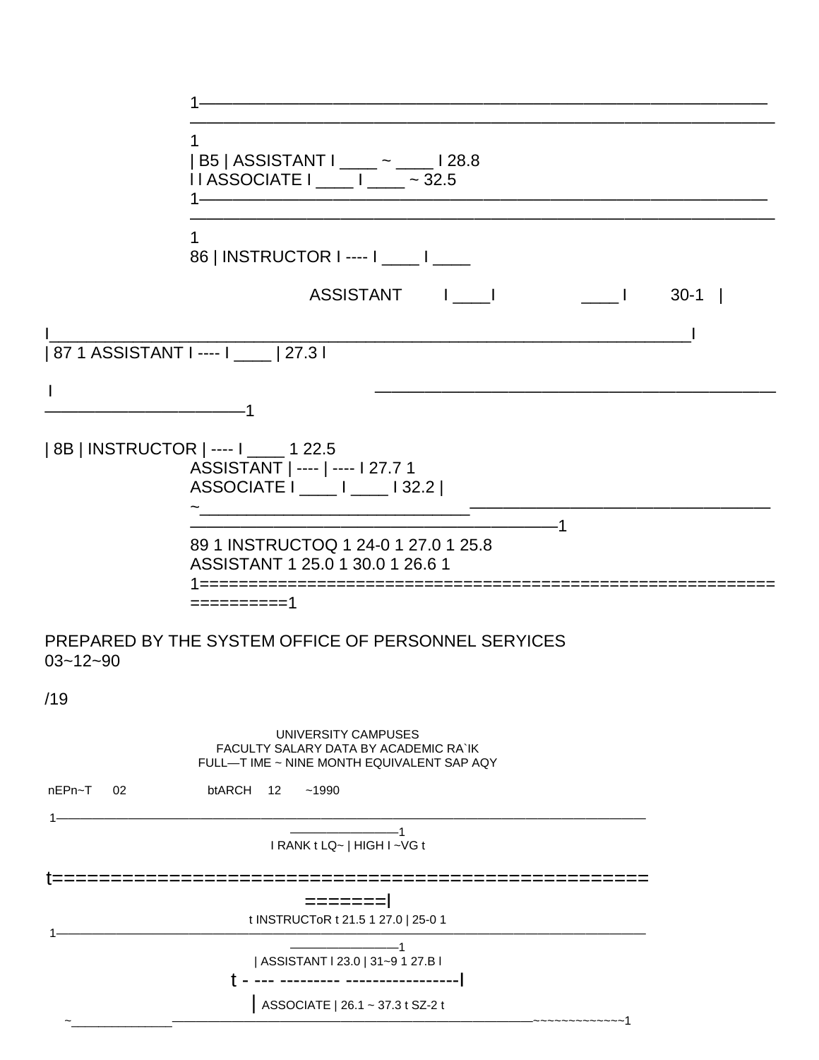| | | | | |
|---|---|---|---|---|
| B5 | ASSISTANT | ____ ~ | ____ | 28.8 |
| | ASSOCIATE | ____ | ____ ~ | 32.5 |
| 86 | INSTRUCTOR | ---- | ____ | ____ |
| | ASSISTANT | ____ | ____ | 30-1 |
| 87 | ASSISTANT | ---- | ____ | 27.3 |
| 8B | INSTRUCTOR | ---- | ____ | 22.5 |
| | ASSISTANT | ---- | ---- | 27.7 |
| | ASSOCIATE | ____ | ____ | 32.2 |
| 89 | INSTRUCTOQ | 24-0 | 27.0 | 25.8 |
| | ASSISTANT | 25.0 | 30.0 | 26.6 |

PREPARED BY THE SYSTEM OFFICE OF PERSONNEL SERYICES
03~12~90

/19

UNIVERSITY CAMPUSES
FACULTY SALARY DATA BY ACADEMIC RA`IK
FULL—T IME ~ NINE MONTH EQUIVALENT SAP AQY

nEPn~T 02 btARCH 12 ~1990

| RANK | LQ~ | HIGH | ~VG |
|---|---|---|---|
| INSTRUCToR | 21.5 | 27.0 | 25-0 |
| ASSISTANT | 23.0 | 31~9 | 27.B |
| ASSOCIATE | 26.1 ~ | 37.3 | SZ-2 |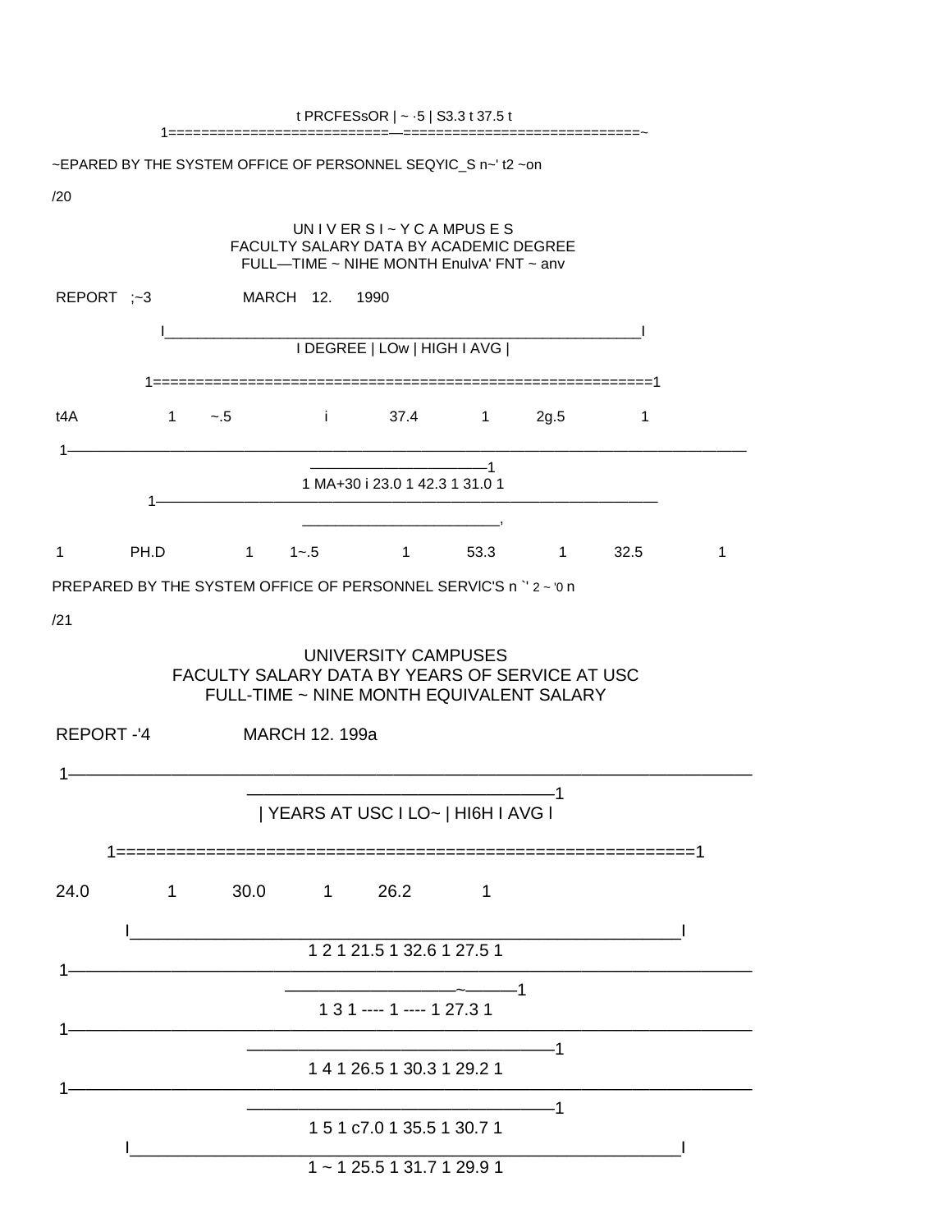t PRCFESsOR | ~ ·5 | S3.3 t 37.5 t

~EPARED BY THE SYSTEM OFFICE OF PERSONNEL SEQYIC_S n~' t2 ~on

/20

UN I V ER S I ~ Y C A MPUS E S
FACULTY SALARY DATA BY ACADEMIC DEGREE
FULL—TIME ~ NIHE MONTH EnulvA' FNT ~ anv

REPORT ;~3 MARCH 12. 1990

| DEGREE | LOw | HIGH | AVG |
| --- | --- | --- | --- |
| t4A | ~.5 | 37.4 | 2g.5 |
| MA+30 | 23.0 | 42.3 | 31.0 |
| PH.D | 1~.5 | 53.3 | 32.5 |

PREPARED BY THE SYSTEM OFFICE OF PERSONNEL SERVlC'S n `' 2 ~ '0 n

/21

UNIVERSITY CAMPUSES
FACULTY SALARY DATA BY YEARS OF SERVICE AT USC
FULL-TIME ~ NINE MONTH EQUIVALENT SALARY

REPORT -'4 MARCH 12. 199a

| YEARS AT USC | LO~ | HI6H | AVG |
| --- | --- | --- | --- |
|  | 24.0 | 30.0 | 26.2 |
| 2 | 21.5 | 32.6 | 27.5 |
| 3 | ---- | ---- | 27.3 |
| 4 | 26.5 | 30.3 | 29.2 |
| 5 | c7.0 | 35.5 | 30.7 |
| ~ | 25.5 | 31.7 | 29.9 |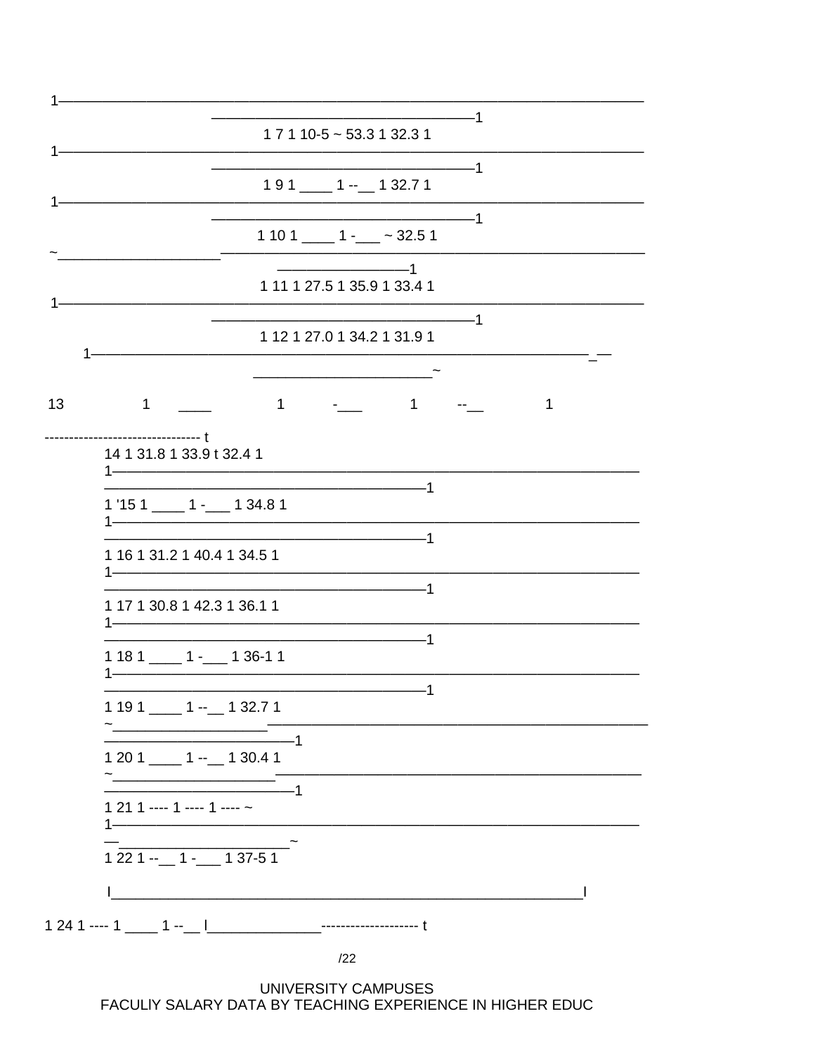| | | | |
|---|---|---|---|
| 7 | 10-5 ~ | 53.3 | 32.3 |
| 9 | ____ | --__ | 32.7 |
| 10 | ____ | -___ ~ | 32.5 |
| 11 | 27.5 | 35.9 | 33.4 |
| 12 | 27.0 | 34.2 | 31.9 |
| 13 | ____ | -___ | --__ |
| 14 | 31.8 | 33.9 | 32.4 |
| '15 | ____ | -___ | 34.8 |
| 16 | 31.2 | 40.4 | 34.5 |
| 17 | 30.8 | 42.3 | 36.1 |
| 18 | ____ | -___ | 36-1 |
| 19 | ____ | --__ | 32.7 |
| 20 | ____ | --__ | 30.4 |
| 21 | ---- | ---- | ---- ~ |
| 22 | --__ | -___ | 37-5 |
| 24 | ---- | ____ | --__ |

/22

UNIVERSITY CAMPUSES
FACULIY SALARY DATA BY TEACHING EXPERIENCE IN HIGHER EDUC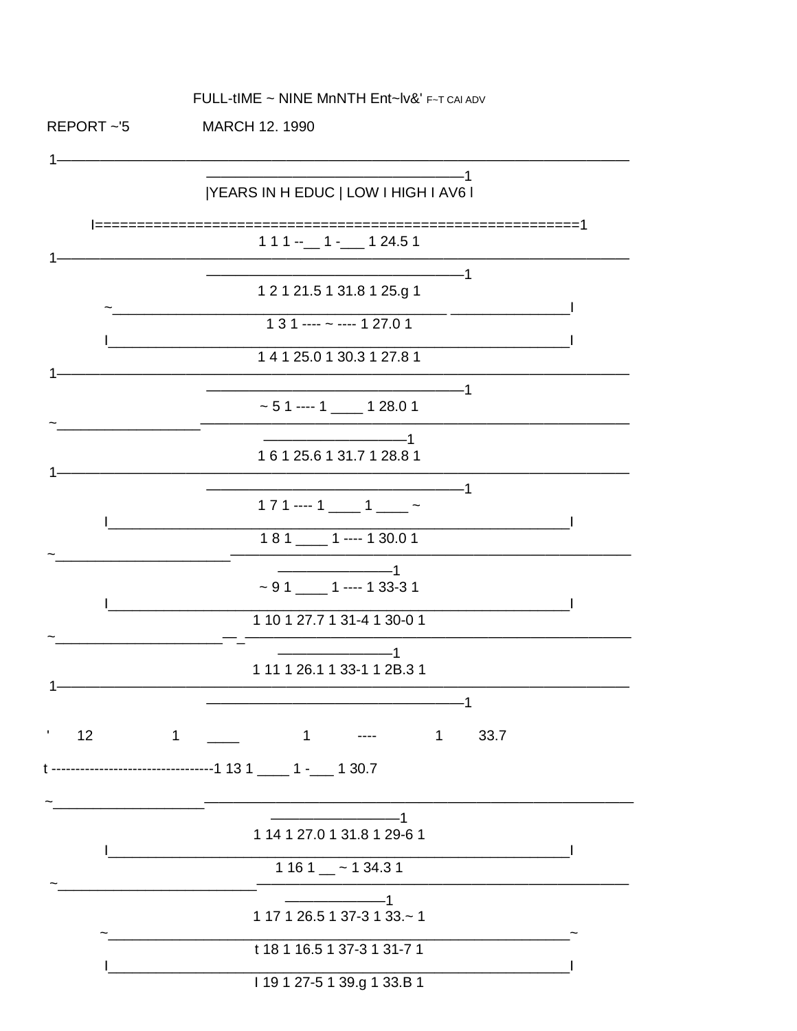FULL-tIME ~ NINE MnNTH Ent~lv&' F~T CAI ADV

REPORT ~'5 MARCH 12. 1990

| YEARS IN H EDUC | LOW | HIGH | AV6 |
|---|---|---|---|
| 1 | --__ | -___ | 24.5 |
| 2 | 21.5 | 31.8 | 25.g |
| 3 | ---- | ~ ---- | 27.0 |
| 4 | 25.0 | 30.3 | 27.8 |
| ~ 5 | ---- | ____ | 28.0 |
| 6 | 25.6 | 31.7 | 28.8 |
| 7 | ---- | ____ | ____ ~ |
| 8 | ____ | ---- | 30.0 |
| ~ 9 | ____ | ---- | 33-3 |
| 10 | 27.7 | 31-4 | 30-0 |
| 11 | 26.1 | 33-1 | 2B.3 |
| 12 | ____ | ---- | 33.7 |
| 13 | ____ | -___ | 30.7 |
| 14 | 27.0 | 31.8 | 29-6 |
| 16 | __ | ~ | 34.3 |
| 17 | 26.5 | 37-3 | 33.~ |
| t 18 | 16.5 | 37-3 | 31-7 |
| I 19 | 27-5 | 39.g | 33.B |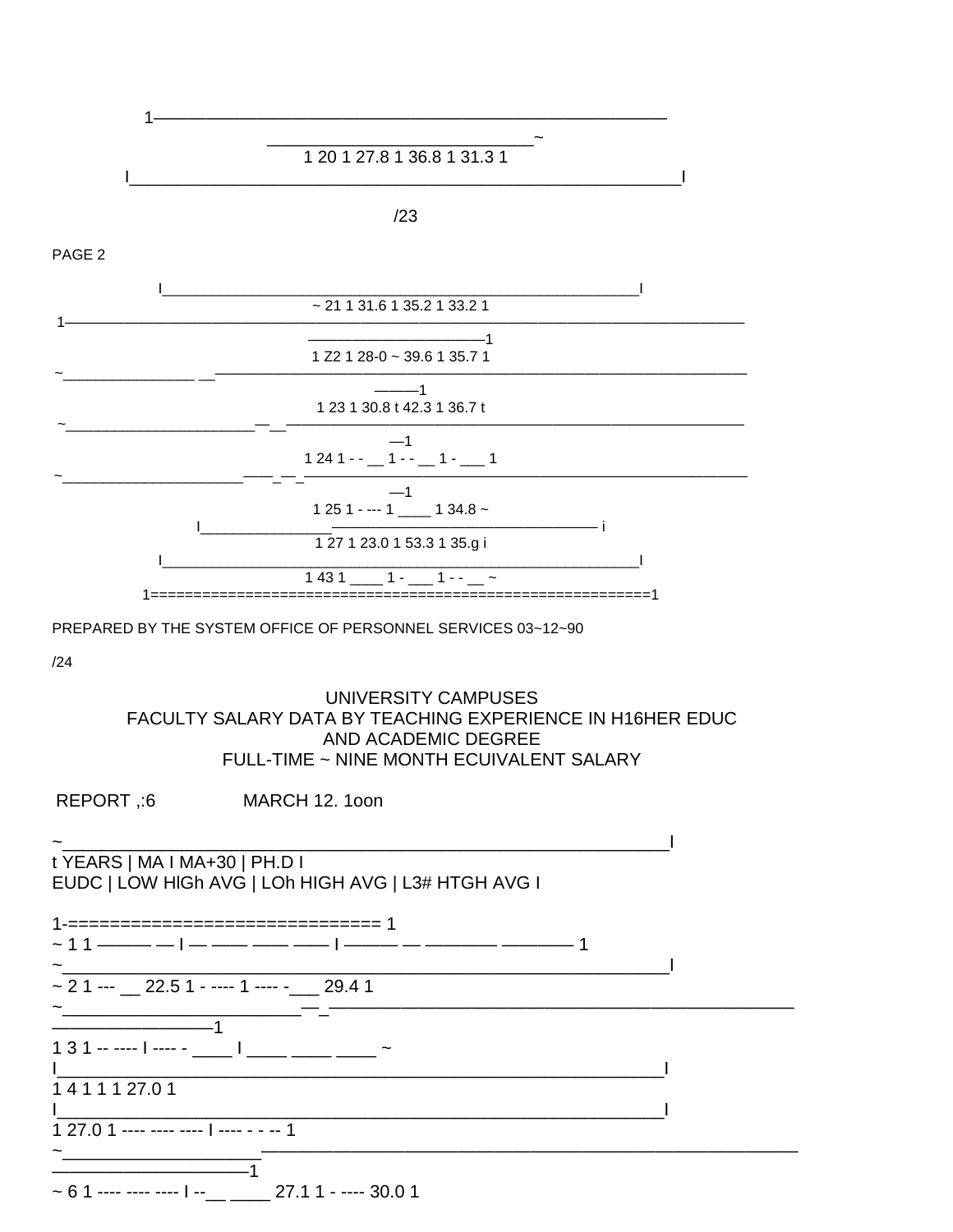| | | | | |
|---|---|---|---|---|
| 20 | 27.8 | 36.8 | 31.3 | |

/23

PAGE 2

| | | | | |
|---|---|---|---|---|
| ~ 21 | 31.6 | 35.2 | 33.2 | |
| Z2 | 28-0 ~ | 39.6 | 35.7 | |
| 23 | 30.8 t | 42.3 | 36.7 t | |
| 24 | - - __ | - - __ | - ___ | |
| 25 | - --- | ____ | 34.8 ~ | |
| 27 | 23.0 | 53.3 | 35.g i | |
| 43 | ____ | - ___ | - - __ ~ | |

PREPARED BY THE SYSTEM OFFICE OF PERSONNEL SERVICES 03~12~90

/24

UNIVERSITY CAMPUSES
FACULTY SALARY DATA BY TEACHING EXPERIENCE IN H16HER EDUC
AND ACADEMIC DEGREE
FULL-TIME ~ NINE MONTH ECUIVALENT SALARY

REPORT ,:6 MARCH 12. 1oon

| t YEARS EUDC | MA LOW HIGh AVG | MA+30 LOh HIGH AVG | PH.D L3# HTGH AVG |
|---|---|---|---|
| ~ 1 | ——— — | — —— —— —— | ——— — ——— ——— |
| ~ 2 | --- __ 22.5 | - ---- | ---- -___ 29.4 |
| 3 | -- ---- | ---- - ____ | ____ ____ ____ ~ |
| 4 | | 27.0 | |
| 27.0 | ---- ---- ---- | ---- - - -- | |
| ~ 6 | ---- ---- ---- | --__ ____ 27.1 | - ---- 30.0 |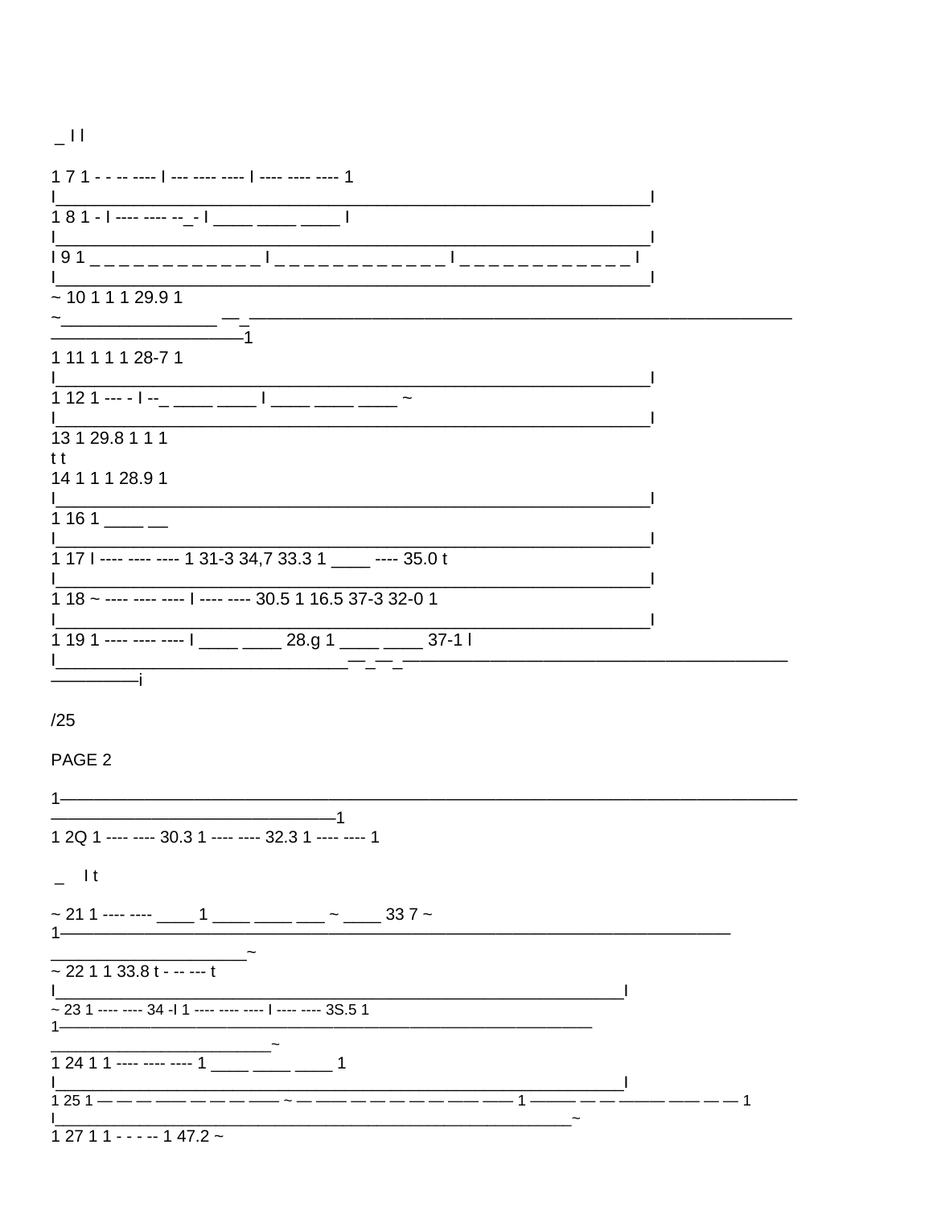_ l l

1 7 1 - - -- ---- l --- ---- ---- l ---- ---- ---- 1

1 8 1 - l ---- ---- --_- l ____ ____ ____ l

l 9 1 _ _ _ _ _ _ _ _ _ _ _ _ l _ _ _ _ _ _ _ _ _ _ _ _ l _ _ _ _ _ _ _ _ _ _ _ _ l

~ 10 1 1 1 29.9 1

1 11 1 1 1 28-7 1

1 12 1 --- - l --_ ____ ____ l ____ ____ ____ ~

13 1 29.8 1 1 1

t t

14 1 1 1 28.9 1

1 16 1 ____ __

1 17 l ---- ---- ---- 1 31-3 34,7 33.3 1 ____ ---- 35.0 t

1 18 ~ ---- ---- ---- l ---- ---- 30.5 1 16.5 37-3 32-0 1

1 19 1 ---- ---- ---- l ____ ____ 28.g 1 ____ ____ 37-1 l

/25

PAGE 2

1 2Q 1 ---- ---- 30.3 1 ---- ---- 32.3 1 ---- ---- 1

_ l t

~ 21 1 ---- ---- ____ 1 ____ ____ ___ ~ ____ 33 7 ~

~ 22 1 1 33.8 t - -- --- t

~ 23 1 ---- ---- 34 -l 1 ---- ---- ---- l ---- ---- 3S.5 1

1 24 1 1 ---- ---- ---- 1 ____ ____ ____ 1

1 25 1 — — — —— — — — —— ~ — —— — — — — — —— —— 1 ——— — — ——— —— — — 1

1 27 1 1 - - - -- 1 47.2 ~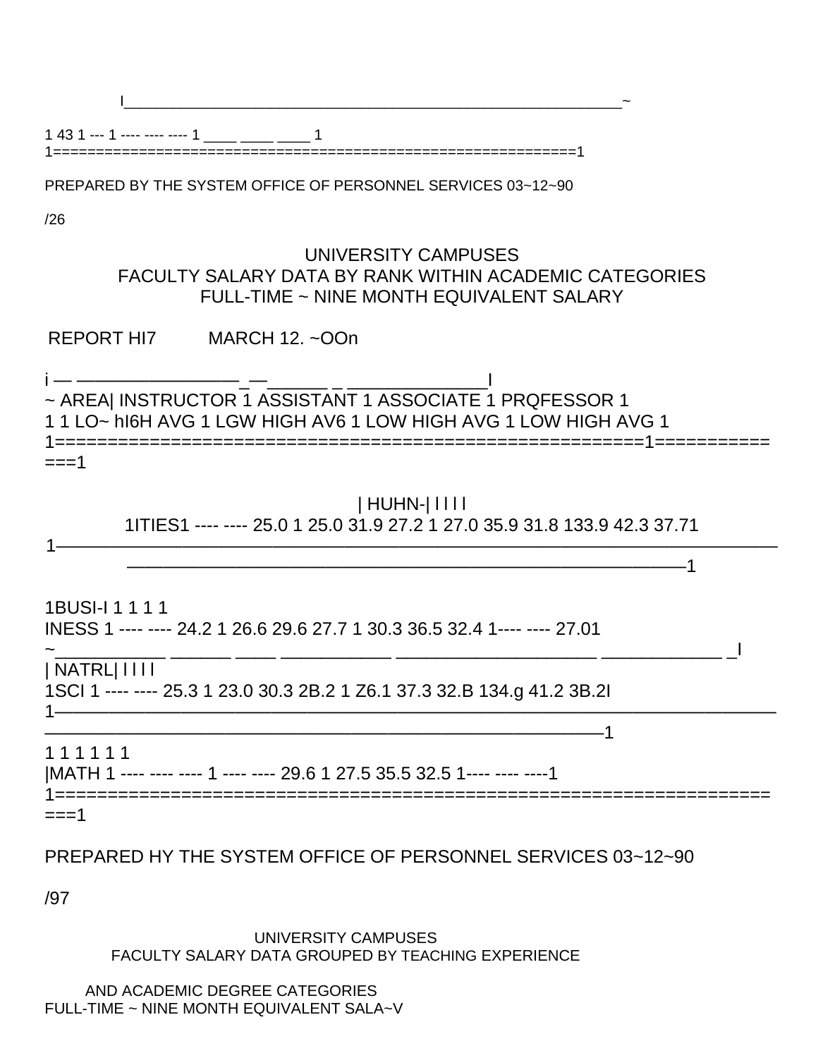PREPARED BY THE SYSTEM OFFICE OF PERSONNEL SERVICES 03~12~90

/26

UNIVERSITY CAMPUSES
FACULTY SALARY DATA BY RANK WITHIN ACADEMIC CATEGORIES
FULL-TIME ~ NINE MONTH EQUIVALENT SALARY

REPORT HI7 MARCH 12. ~OOn

| AREA | INSTRUCTOR | | | ASSISTANT | | | ASSOCIATE | | | PRQFESSOR | | |
|---|---|---|---|---|---|---|---|---|---|---|---|---|
| | LO~ | hI6H | AVG | LGW | HIGH | AV6 | LOW | HIGH | AVG | LOW | HIGH | AVG |
| HUHN-ITIES | ---- | ---- | 25.0 | 25.0 | 31.9 | 27.2 | 27.0 | 35.9 | 31.8 | 33.9 | 42.3 | 37.7 |
| BUSI-INESS | ---- | ---- | 24.2 | 26.6 | 29.6 | 27.7 | 30.3 | 36.5 | 32.4 | ---- | ---- | 27.0 |
| NATRL SCI | ---- | ---- | 25.3 | 23.0 | 30.3 | 2B.2 | Z6.1 | 37.3 | 32.B | 34.g | 41.2 | 3B.2 |
| MATH | ---- | ---- | ---- | ---- | ---- | 29.6 | 27.5 | 35.5 | 32.5 | ---- | ---- | ---- |

PREPARED HY THE SYSTEM OFFICE OF PERSONNEL SERVICES 03~12~90

/97

UNIVERSITY CAMPUSES
FACULTY SALARY DATA GROUPED BY TEACHING EXPERIENCE

AND ACADEMIC DEGREE CATEGORIES
FULL-TIME ~ NINE MONTH EQUIVALENT SALA~V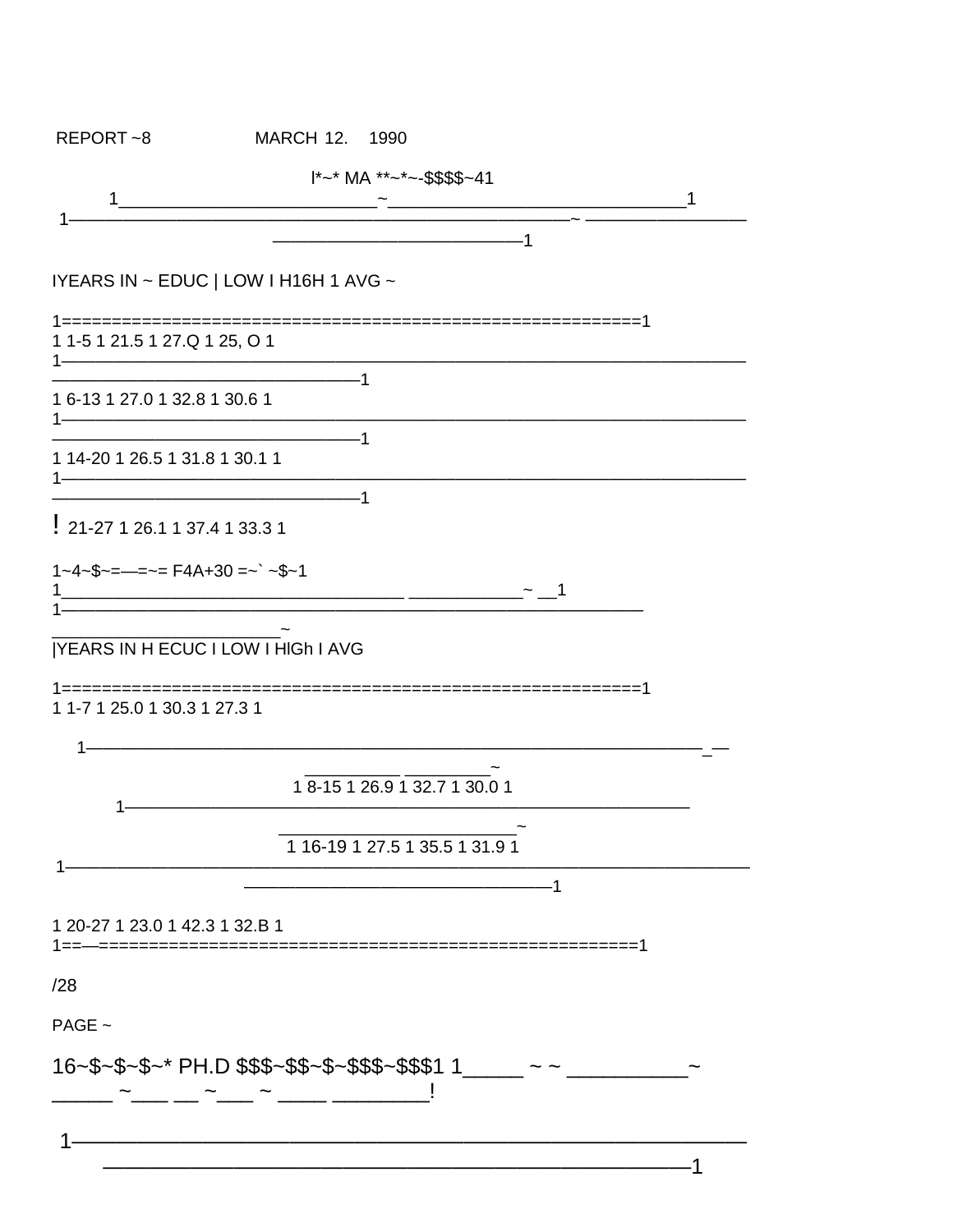REPORT ~8 MARCH 12. 1990

I*~* MA **~*~-$$$$~41

| YEARS IN ~ EDUC | LOW | H16H | AVG ~ |
|---|---|---|---|
| 1-5 | 21.5 | 27.Q | 25, O |
| 6-13 | 27.0 | 32.8 | 30.6 |
| 14-20 | 26.5 | 31.8 | 30.1 |
| 21-27 | 26.1 | 37.4 | 33.3 |

1~4~$~=—=~= F4A+30 =~` ~$~1

| YEARS IN H ECUC | LOW | HIGh | AVG |
|---|---|---|---|
| 1-7 | 25.0 | 30.3 | 27.3 |
| 8-15 | 26.9 | 32.7 | 30.0 |
| 16-19 | 27.5 | 35.5 | 31.9 |
| 20-27 | 23.0 | 42.3 | 32.B |

/28

PAGE ~

16~$~$~$~* PH.D $$$~$$~$~$$$~$$$1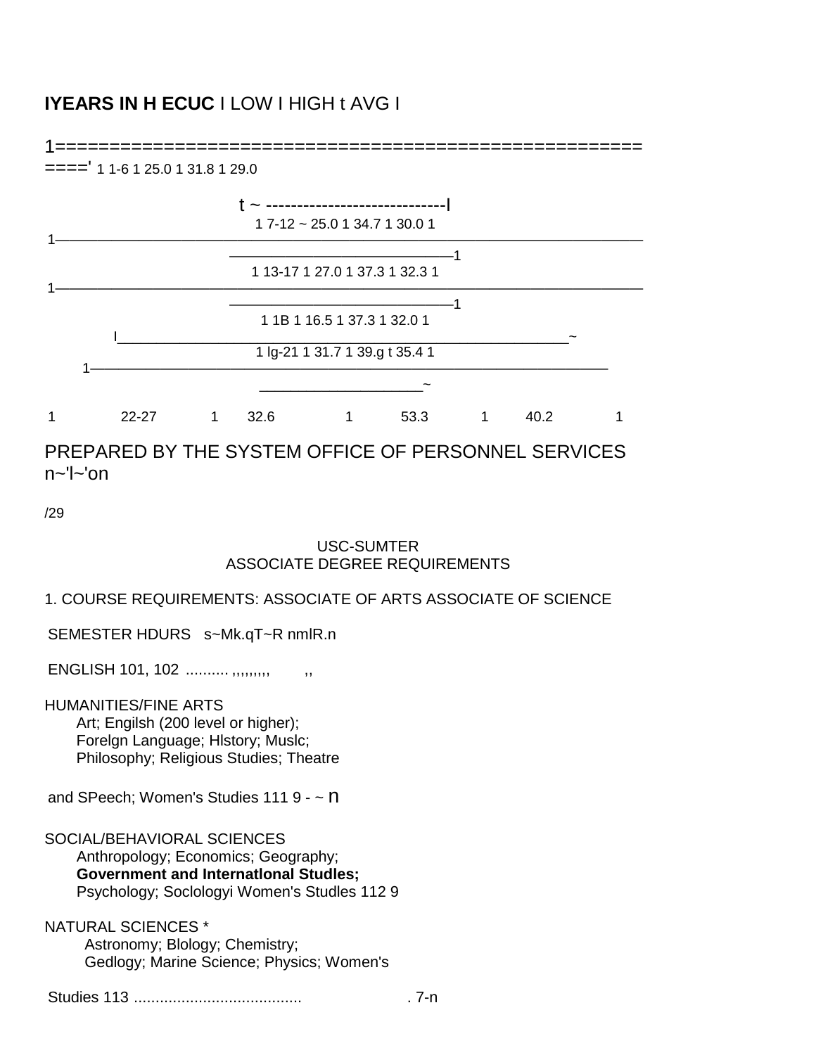| IYEARS IN H ECUC | LOW | HIGH | AVG |
|---|---|---|---|
| 1-6 | 25.0 | 31.8 | 29.0 |
| 7-12 | 25.0 | 34.7 | 30.0 |
| 13-17 | 27.0 | 37.3 | 32.3 |
| 1B | 16.5 | 37.3 | 32.0 |
| lg-21 | 31.7 | 39.g | 35.4 |
| 22-27 | 32.6 | 53.3 | 40.2 |

PREPARED BY THE SYSTEM OFFICE OF PERSONNEL SERVICES
n~'l~'on

/29

USC-SUMTER
ASSOCIATE DEGREE REQUIREMENTS

1. COURSE REQUIREMENTS: ASSOCIATE OF ARTS ASSOCIATE OF SCIENCE

SEMESTER HDURS s~Mk.qT~R nmlR.n

ENGLISH 101, 102 .......... ,,,,,,,,, ,,

HUMANITIES/FINE ARTS
Art; Engilsh (200 level or higher);
Forelgn Language; Hlstory; Muslc;
Philosophy; Religious Studies; Theatre

and SPeech; Women's Studies 111 9 - ~ n

SOCIAL/BEHAVIORAL SCIENCES
Anthropology; Economics; Geography;
**Government and Internatlonal Studles;**
Psychology; Soclologyi Women's Studles 112 9

NATURAL SCIENCES *
Astronomy; Blology; Chemistry;
Gedlogy; Marine Science; Physics; Women's

Studies 113 ....................................... . 7-n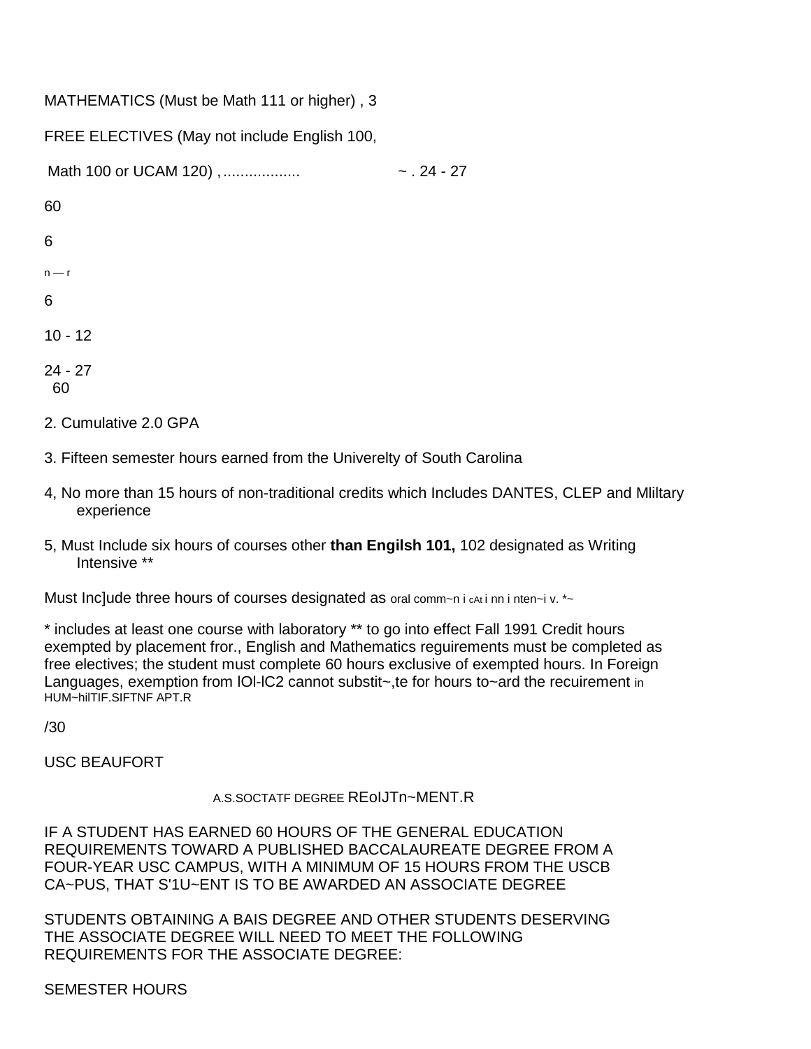MATHEMATICS (Must be Math 111 or higher) , 3

FREE ELECTIVES (May not include English 100,

Math 100 or UCAM 120) , .................. ~ . 24 - 27

60

6

n — r

6

10 - 12

24 - 27
60

2. Cumulative 2.0 GPA

3. Fifteen semester hours earned from the Univerelty of South Carolina

4, No more than 15 hours of non-traditional credits which Includes DANTES, CLEP and Mliltary experience

5, Must Include six hours of courses other **than Engilsh 101,** 102 designated as Writing Intensive **

Must Inc]ude three hours of courses designated as oral comm~n i cAt i nn i nten~i v. *~

* includes at least one course with laboratory ** to go into effect Fall 1991 Credit hours exempted by placement fror., English and Mathematics reguirements must be completed as free electives; the student must complete 60 hours exclusive of exempted hours. In Foreign Languages, exemption from lOl-lC2 cannot substit~,te for hours to~ard the recuirement in HUM~hilTIF.SIFTNF APT.R

/30

USC BEAUFORT

A.S.SOCTATF DEGREE REoIJTn~MENT.R

IF A STUDENT HAS EARNED 60 HOURS OF THE GENERAL EDUCATION REQUIREMENTS TOWARD A PUBLISHED BACCALAUREATE DEGREE FROM A FOUR-YEAR USC CAMPUS, WITH A MINIMUM OF 15 HOURS FROM THE USCB CA~PUS, THAT S'1U~ENT IS TO BE AWARDED AN ASSOCIATE DEGREE

STUDENTS OBTAINING A BAIS DEGREE AND OTHER STUDENTS DESERVING THE ASSOCIATE DEGREE WILL NEED TO MEET THE FOLLOWING REQUIREMENTS FOR THE ASSOCIATE DEGREE:

SEMESTER HOURS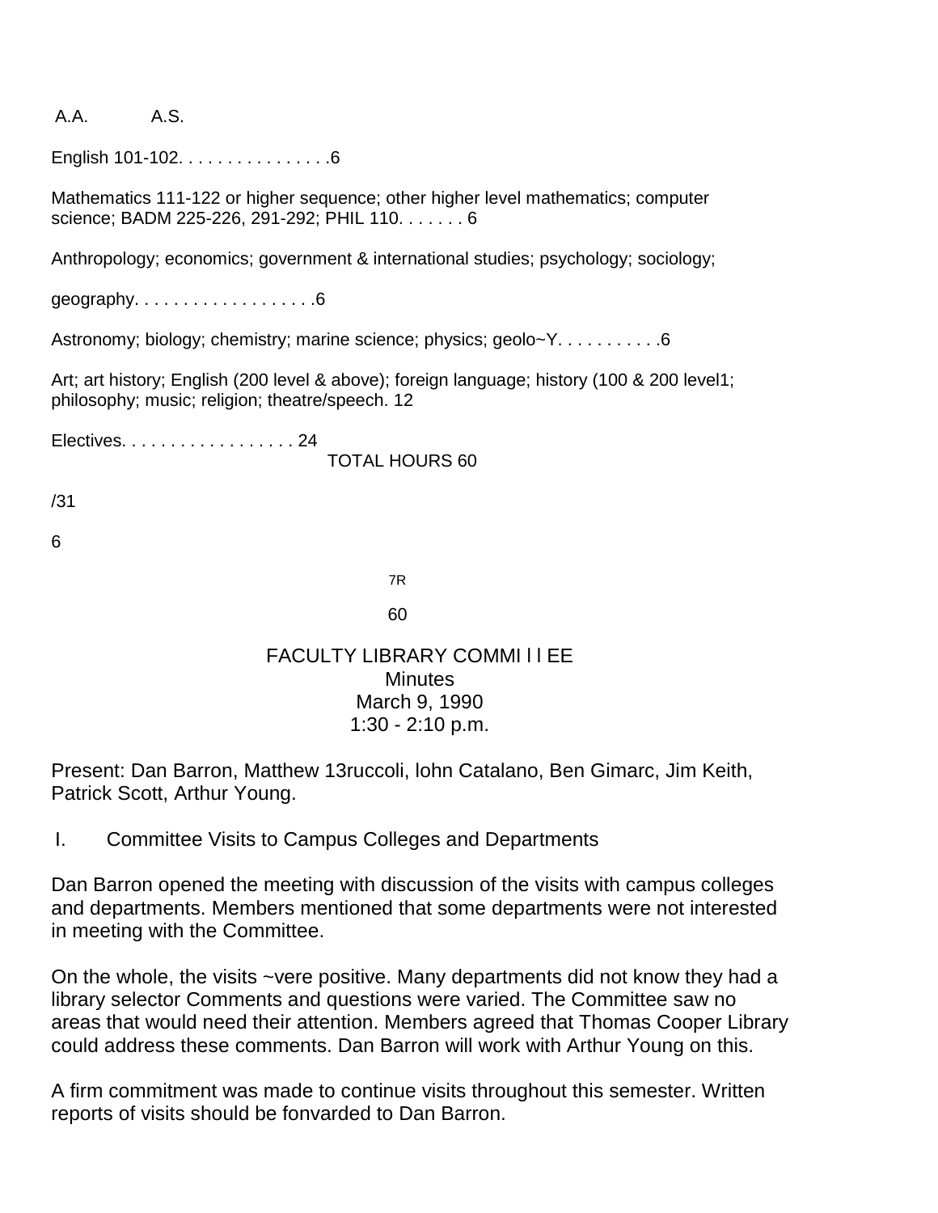A.A. A.S.

English 101-102. . . . . . . . . . . . . . . .6

Mathematics 111-122 or higher sequence; other higher level mathematics; computer science; BADM 225-226, 291-292; PHIL 110. . . . . . . 6

Anthropology; economics; government & international studies; psychology; sociology;

geography. . . . . . . . . . . . . . . . . . .6

Astronomy; biology; chemistry; marine science; physics; geolo~Y. . . . . . . . . . .6

Art; art history; English (200 level & above); foreign language; history (100 & 200 level1; philosophy; music; religion; theatre/speech. 12

Electives. . . . . . . . . . . . . . . . . . 24

TOTAL HOURS 60

/31

6

7R

60

# FACULTY LIBRARY COMMI l l EE

Minutes

March 9, 1990

1:30 - 2:10 p.m.

Present: Dan Barron, Matthew 13ruccoli, lohn Catalano, Ben Gimarc, Jim Keith, Patrick Scott, Arthur Young.

## I. Committee Visits to Campus Colleges and Departments

Dan Barron opened the meeting with discussion of the visits with campus colleges and departments. Members mentioned that some departments were not interested in meeting with the Committee.

On the whole, the visits ~vere positive. Many departments did not know they had a library selector Comments and questions were varied. The Committee saw no areas that would need their attention. Members agreed that Thomas Cooper Library could address these comments. Dan Barron will work with Arthur Young on this.

A firm commitment was made to continue visits throughout this semester. Written reports of visits should be fonvarded to Dan Barron.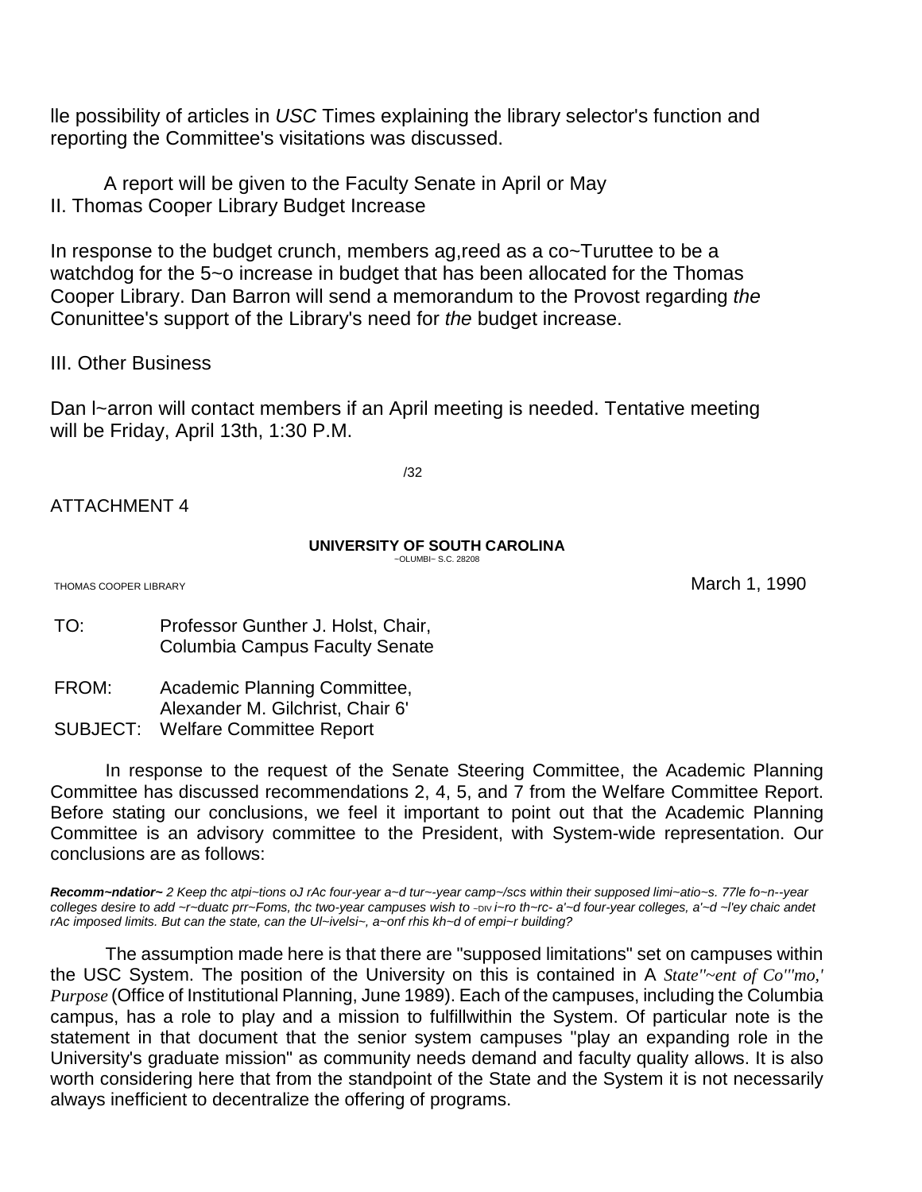lle possibility of articles in *USC* Times explaining the library selector's function and reporting the Committee's visitations was discussed.

A report will be given to the Faculty Senate in April or May

II. Thomas Cooper Library Budget Increase

In response to the budget crunch, members ag,reed as a co~Turuttee to be a watchdog for the 5~o increase in budget that has been allocated for the Thomas Cooper Library. Dan Barron will send a memorandum to the Provost regarding *the* Conunittee's support of the Library's need for *the* budget increase.

III. Other Business

Dan l~arron will contact members if an April meeting is needed. Tentative meeting will be Friday, April 13th, 1:30 P.M.

/32

ATTACHMENT 4

**UNIVERSITY OF SOUTH CAROLINA**
~OLUMBI~ S.C. 28208

THOMAS COOPER LIBRARY

March 1, 1990

TO: Professor Gunther J. Holst, Chair,
Columbia Campus Faculty Senate

FROM: Academic Planning Committee,
Alexander M. Gilchrist, Chair 6'

SUBJECT: Welfare Committee Report

In response to the request of the Senate Steering Committee, the Academic Planning Committee has discussed recommendations 2, 4, 5, and 7 from the Welfare Committee Report. Before stating our conclusions, we feel it important to point out that the Academic Planning Committee is an advisory committee to the President, with System-wide representation. Our conclusions are as follows:

***Recomm~ndatior~*** *2 Keep thc atpi~tions oJ rAc four-year a~d tur~-year camp~/scs within their supposed limi~atio~s. 77le fo~n--year colleges desire to add ~r~duatc prr~Foms, thc two-year campuses wish to* ~DIV *i~ro th~rc- a'~d four-year colleges, a'~d ~l'ey chaic andet rAc imposed limits. But can the state, can the Ul~ivelsi~, a~onf rhis kh~d of empi~r building?*

The assumption made here is that there are "supposed limitations" set on campuses within the USC System. The position of the University on this is contained in A *State''~ent of Co'''mo,' Purpose* (Office of Institutional Planning, June 1989). Each of the campuses, including the Columbia campus, has a role to play and a mission to fulfillwithin the System. Of particular note is the statement in that document that the senior system campuses "play an expanding role in the University's graduate mission" as community needs demand and faculty quality allows. It is also worth considering here that from the standpoint of the State and the System it is not necessarily always inefficient to decentralize the offering of programs.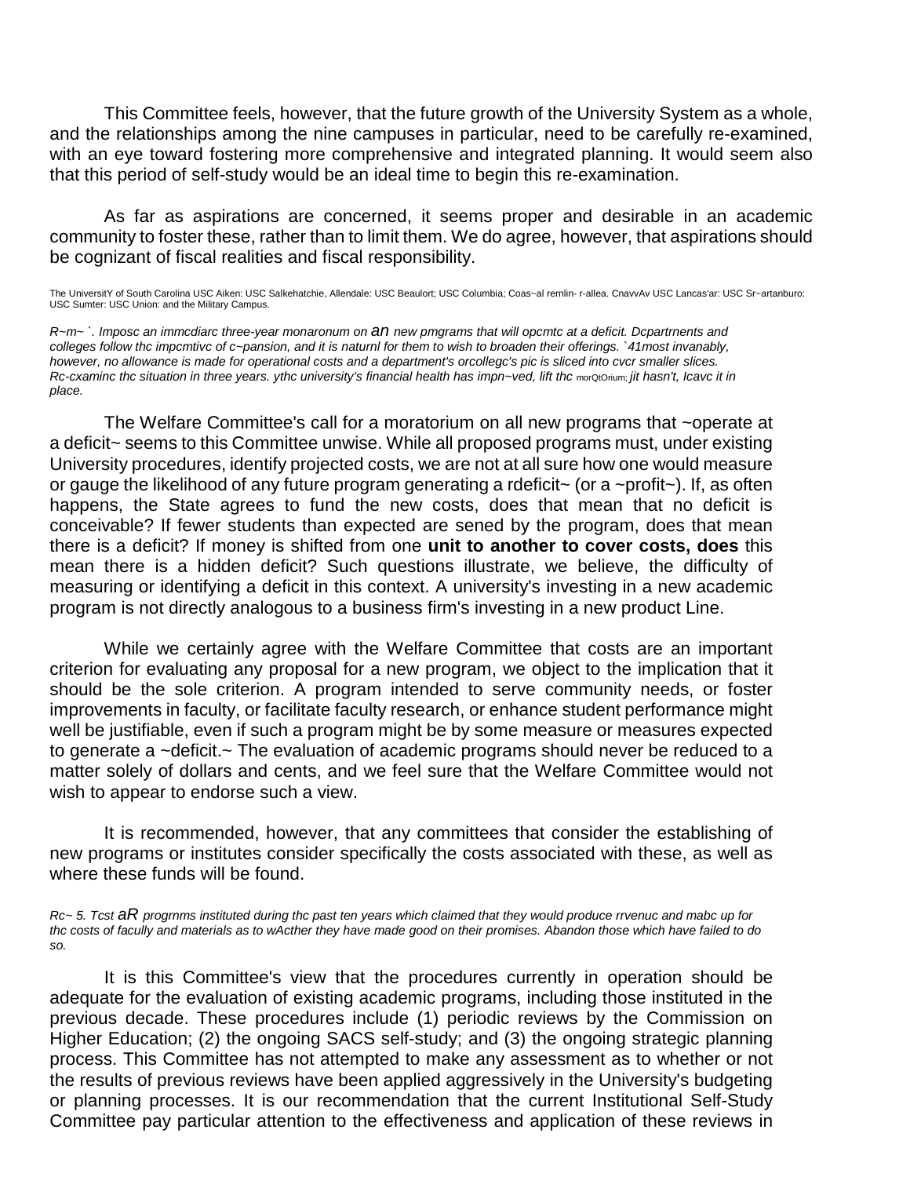This Committee feels, however, that the future growth of the University System as a whole, and the relationships among the nine campuses in particular, need to be carefully re-examined, with an eye toward fostering more comprehensive and integrated planning. It would seem also that this period of self-study would be an ideal time to begin this re-examination.

As far as aspirations are concerned, it seems proper and desirable in an academic community to foster these, rather than to limit them. We do agree, however, that aspirations should be cognizant of fiscal realities and fiscal responsibility.

The UniversitY of South Carolina USC Aiken: USC Salkehatchie, Allendale: USC Beaulort; USC Columbia; Coas~al rernlin- r-allea. CnavvAv USC Lancas'ar: USC Sr~artanburo: USC Sumter: USC Union: and the Military Campus.

*R~m~ `. Imposc an immcdiarc three-year monaronum on an new pmgrams that will opcmtc at a deficit. Dcpartrnents and colleges follow thc impcmtivc of c~pansion, and it is naturnl for them to wish to broaden their offerings. `41most invanably, however, no allowance is made for operational costs and a department's orcollegc's pic is sliced into cvcr smaller slices. Rc-cxaminc thc situation in three years. ythc university's financial health has impn~ved, lift thc morQtOrium; jit hasn't, Icavc it in place.*

The Welfare Committee's call for a moratorium on all new programs that ~operate at a deficit~ seems to this Committee unwise. While all proposed programs must, under existing University procedures, identify projected costs, we are not at all sure how one would measure or gauge the likelihood of any future program generating a rdeficit~ (or a ~profit~). If, as often happens, the State agrees to fund the new costs, does that mean that no deficit is conceivable? If fewer students than expected are sened by the program, does that mean there is a deficit? If money is shifted from one **unit to another to cover costs, does** this mean there is a hidden deficit? Such questions illustrate, we believe, the difficulty of measuring or identifying a deficit in this context. A university's investing in a new academic program is not directly analogous to a business firm's investing in a new product Line.

While we certainly agree with the Welfare Committee that costs are an important criterion for evaluating any proposal for a new program, we object to the implication that it should be the sole criterion. A program intended to serve community needs, or foster improvements in faculty, or facilitate faculty research, or enhance student performance might well be justifiable, even if such a program might be by some measure or measures expected to generate a ~deficit.~ The evaluation of academic programs should never be reduced to a matter solely of dollars and cents, and we feel sure that the Welfare Committee would not wish to appear to endorse such a view.

It is recommended, however, that any committees that consider the establishing of new programs or institutes consider specifically the costs associated with these, as well as where these funds will be found.

*Rc~ 5. Tcst aR progrnms instituted during thc past ten years which claimed that they would produce rrvenuc and mabc up for thc costs of faculty and materials as to wActher they have made good on their promises. Abandon those which have failed to do so.*

It is this Committee's view that the procedures currently in operation should be adequate for the evaluation of existing academic programs, including those instituted in the previous decade. These procedures include (1) periodic reviews by the Commission on Higher Education; (2) the ongoing SACS self-study; and (3) the ongoing strategic planning process. This Committee has not attempted to make any assessment as to whether or not the results of previous reviews have been applied aggressively in the University's budgeting or planning processes. It is our recommendation that the current Institutional Self-Study Committee pay particular attention to the effectiveness and application of these reviews in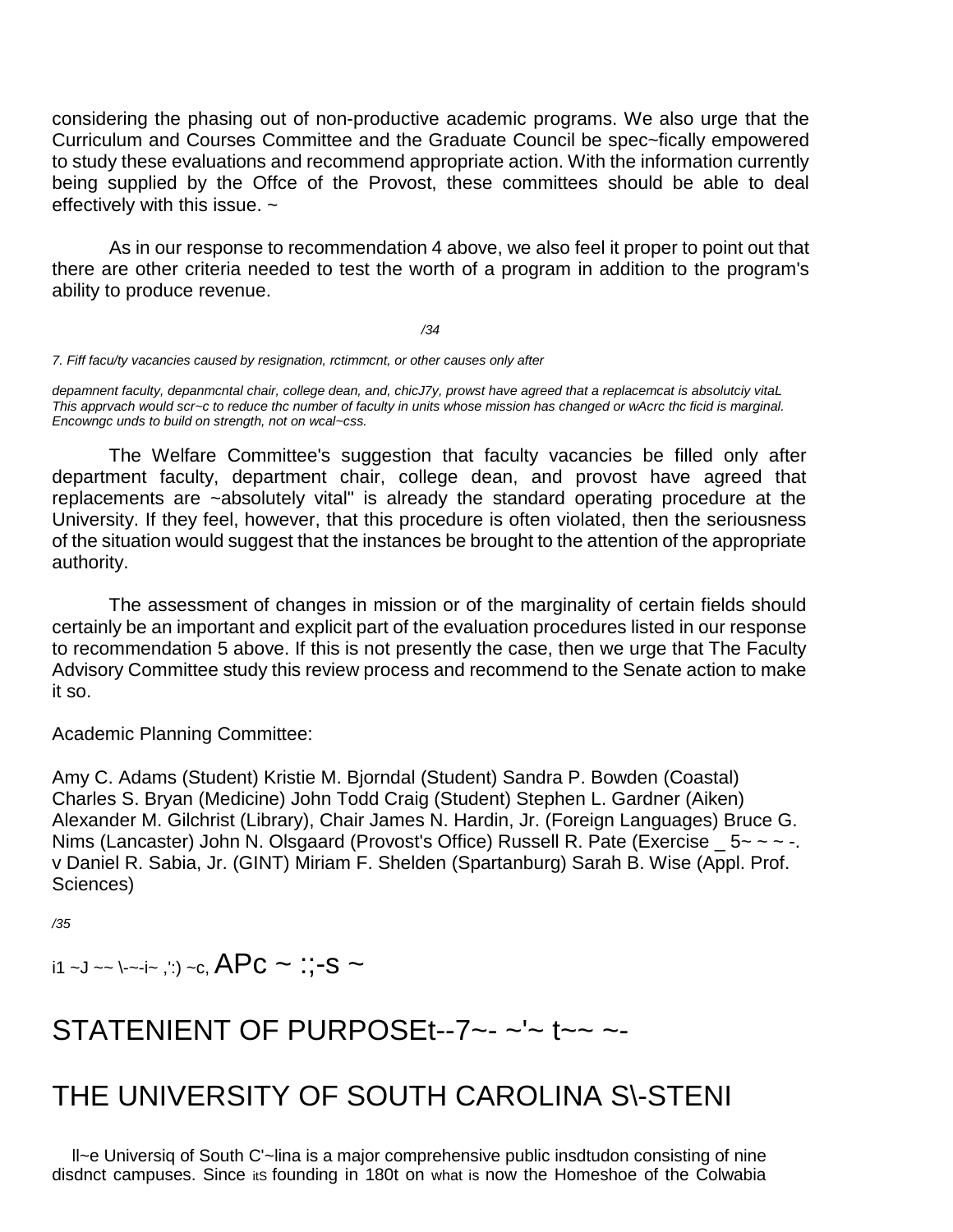considering the phasing out of non-productive academic programs. We also urge that the Curriculum and Courses Committee and the Graduate Council be spec~fically empowered to study these evaluations and recommend appropriate action. With the information currently being supplied by the Offce of the Provost, these committees should be able to deal effectively with this issue. ~

As in our response to recommendation 4 above, we also feel it proper to point out that there are other criteria needed to test the worth of a program in addition to the program's ability to produce revenue.

*/34*

*7. Fiff facu/ty vacancies caused by resignation, rctimmcnt, or other causes only after*

*depamnent faculty, depanmcntal chair, college dean, and, chicJ7y, prowst have agreed that a replacemcat is absolutciy vitaL This apprvach would scr~c to reduce thc number of faculty in units whose mission has changed or wAcrc thc ficid is marginal. Encowngc unds to build on strength, not on wcal~css.*

The Welfare Committee's suggestion that faculty vacancies be filled only after department faculty, department chair, college dean, and provost have agreed that replacements are ~absolutely vital" is already the standard operating procedure at the University. If they feel, however, that this procedure is often violated, then the seriousness of the situation would suggest that the instances be brought to the attention of the appropriate authority.

The assessment of changes in mission or of the marginality of certain fields should certainly be an important and explicit part of the evaluation procedures listed in our response to recommendation 5 above. If this is not presently the case, then we urge that The Faculty Advisory Committee study this review process and recommend to the Senate action to make it so.

Academic Planning Committee:

Amy C. Adams (Student) Kristie M. Bjorndal (Student) Sandra P. Bowden (Coastal) Charles S. Bryan (Medicine) John Todd Craig (Student) Stephen L. Gardner (Aiken) Alexander M. Gilchrist (Library), Chair James N. Hardin, Jr. (Foreign Languages) Bruce G. Nims (Lancaster) John N. Olsgaard (Provost's Office) Russell R. Pate (Exercise _ 5~ ~ ~ -. v Daniel R. Sabia, Jr. (GINT) Miriam F. Shelden (Spartanburg) Sarah B. Wise (Appl. Prof. Sciences)

*/35*

i1 ~J ~~ \-~-i~ ,':) ~c, APc ~ :;-s ~

# STATENIENT OF PURPOSEt--7~- ~'~ t~~ ~-

# THE UNIVERSITY OF SOUTH CAROLINA S\-STENI

ll~e Universiq of South C'~lina is a major comprehensive public insdtudon consisting of nine disdnct campuses. Since its founding in 180t on what is now the Homeshoe of the Colwabia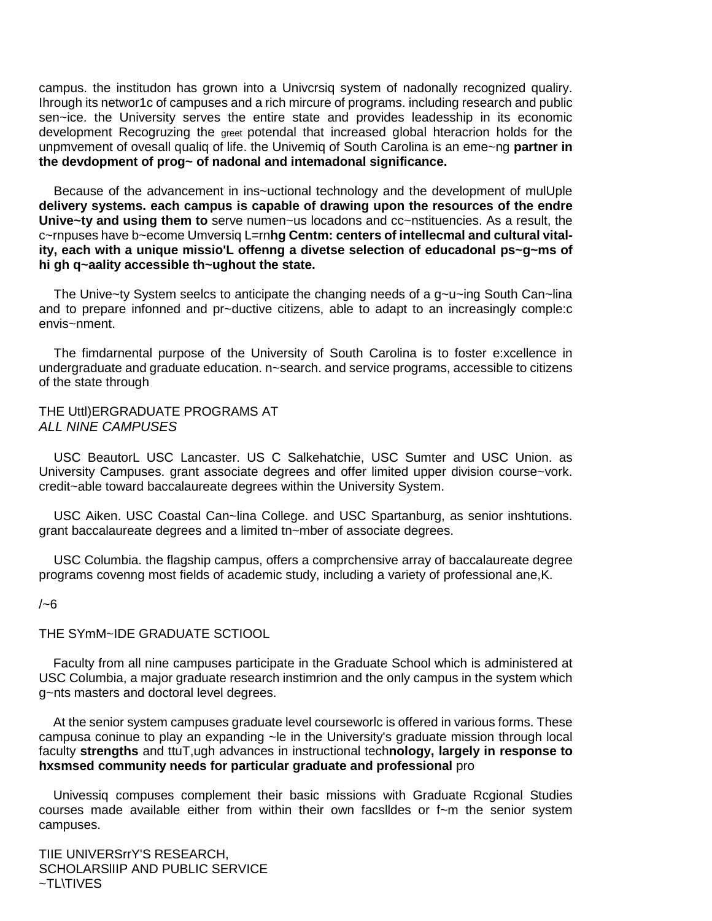campus. the institudon has grown into a Univcrsiq system of nadonally recognized qualiry. Ihrough its networ1c of campuses and a rich mircure of programs. including research and public sen~ice. the University serves the entire state and provides leadesship in its economic development Recogruzing the greet potendal that increased global hteracrion holds for the unpmvement of ovesall qualiq of life. the Univemiq of South Carolina is an eme~ng **partner in the devdopment of prog~ of nadonal and intemadonal significance.**

Because of the advancement in ins~uctional technology and the development of mulUple **delivery systems. each campus is capable of drawing upon the resources of the endre Unive~ty and using them to** serve numen~us locadons and cc~nstituencies. As a result, the c~rnpuses have b~ecome Umversiq L=rn**hg Centm: centers of intellecmal and cultural vitality, each with a unique missio'L offenng a divetse selection of educadonal ps~g~ms of hi gh q~aality accessible th~ughout the state.**

The Unive~ty System seelcs to anticipate the changing needs of a g~u~ing South Can~lina and to prepare infonned and pr~ductive citizens, able to adapt to an increasingly comple:c envis~nment.

The fimdarnental purpose of the University of South Carolina is to foster e:xcellence in undergraduate and graduate education. n~search. and service programs, accessible to citizens of the state through

THE Uttl)ERGRADUATE PROGRAMS AT
*ALL NINE CAMPUSES*

USC BeautorL USC Lancaster. US C Salkehatchie, USC Sumter and USC Union. as University Campuses. grant associate degrees and offer limited upper division course~vork. credit~able toward baccalaureate degrees within the University System.

USC Aiken. USC Coastal Can~lina College. and USC Spartanburg, as senior inshtutions. grant baccalaureate degrees and a limited tn~mber of associate degrees.

USC Columbia. the flagship campus, offers a comprchensive array of baccalaureate degree programs covenng most fields of academic study, including a variety of professional ane,K.

/~6

THE SYmM~IDE GRADUATE SCTIOOL

Faculty from all nine campuses participate in the Graduate School which is administered at USC Columbia, a major graduate research instimrion and the only campus in the system which g~nts masters and doctoral level degrees.

At the senior system campuses graduate level courseworlc is offered in various forms. These campusa coninue to play an expanding ~le in the University's graduate mission through local faculty **strengths** and ttuT,ugh advances in instructional tech**nology, largely in response to hxsmsed community needs for particular graduate and professional** pro

Univessiq compuses complement their basic missions with Graduate Rcgional Studies courses made available either from within their own facslldes or f~m the senior system campuses.

TIIE UNIVERSrrY'S RESEARCH,
SCHOLARSlIIP AND PUBLIC SERVICE
~TL\TIVES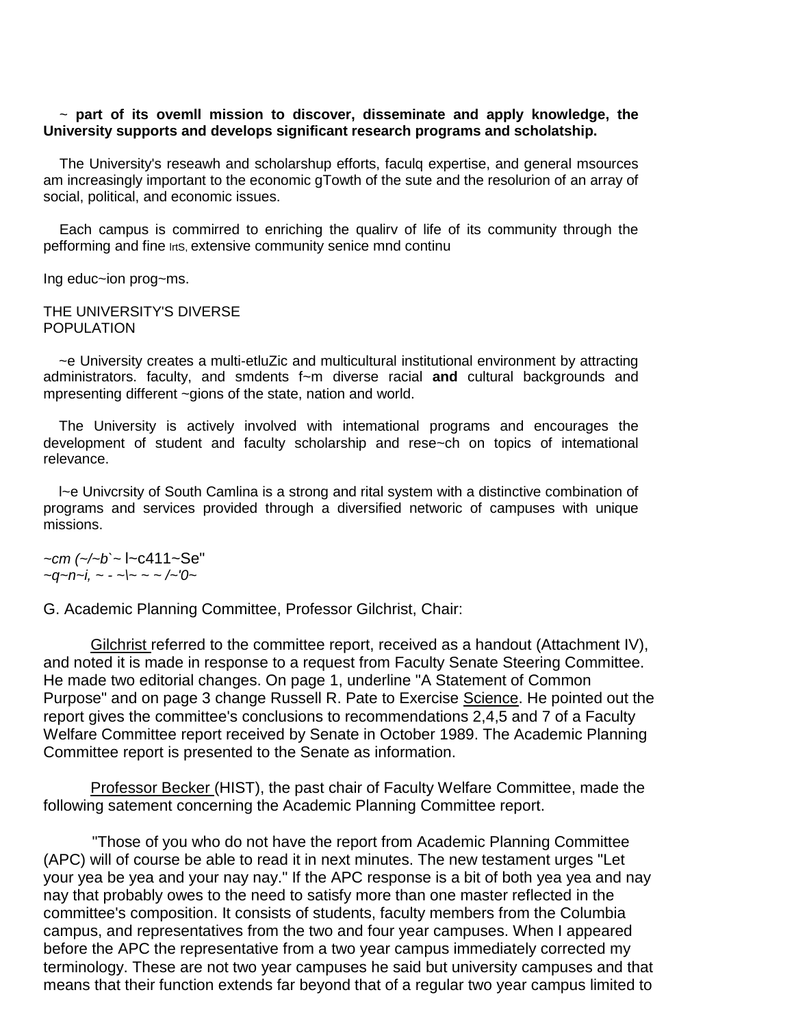~ **part of its ovemll mission to discover, disseminate and apply knowledge, the University supports and develops significant research programs and scholatship.**

The University's reseawh and scholarshup efforts, faculq expertise, and general msources am increasingly important to the economic gTowth of the sute and the resolurion of an array of social, political, and economic issues.

Each campus is commirred to enriching the qualirv of life of its community through the pefforming and fine lrtS, extensive community senice mnd continu

Ing educ~ion prog~ms.

THE UNIVERSITY'S DIVERSE
POPULATION

~e University creates a multi-etluZic and multicultural institutional environment by attracting administrators. faculty, and smdents f~m diverse racial **and** cultural backgrounds and mpresenting different ~gions of the state, nation and world.

The University is actively involved with intemational programs and encourages the development of student and faculty scholarship and rese~ch on topics of intemational relevance.

l~e Univcrsity of South Camlina is a strong and rital system with a distinctive combination of programs and services provided through a diversified networic of campuses with unique missions.

*~cm (~/~b`~* l~c411~Se"
*~q~n~i, ~ - ~\~ ~ ~ /~'0~*

G. Academic Planning Committee, Professor Gilchrist, Chair:

Gilchrist referred to the committee report, received as a handout (Attachment IV), and noted it is made in response to a request from Faculty Senate Steering Committee. He made two editorial changes. On page 1, underline "A Statement of Common Purpose" and on page 3 change Russell R. Pate to Exercise Science. He pointed out the report gives the committee's conclusions to recommendations 2,4,5 and 7 of a Faculty Welfare Committee report received by Senate in October 1989. The Academic Planning Committee report is presented to the Senate as information.

Professor Becker (HIST), the past chair of Faculty Welfare Committee, made the following satement concerning the Academic Planning Committee report.

"Those of you who do not have the report from Academic Planning Committee (APC) will of course be able to read it in next minutes. The new testament urges "Let your yea be yea and your nay nay." If the APC response is a bit of both yea yea and nay nay that probably owes to the need to satisfy more than one master reflected in the committee's composition. It consists of students, faculty members from the Columbia campus, and representatives from the two and four year campuses. When I appeared before the APC the representative from a two year campus immediately corrected my terminology. These are not two year campuses he said but university campuses and that means that their function extends far beyond that of a regular two year campus limited to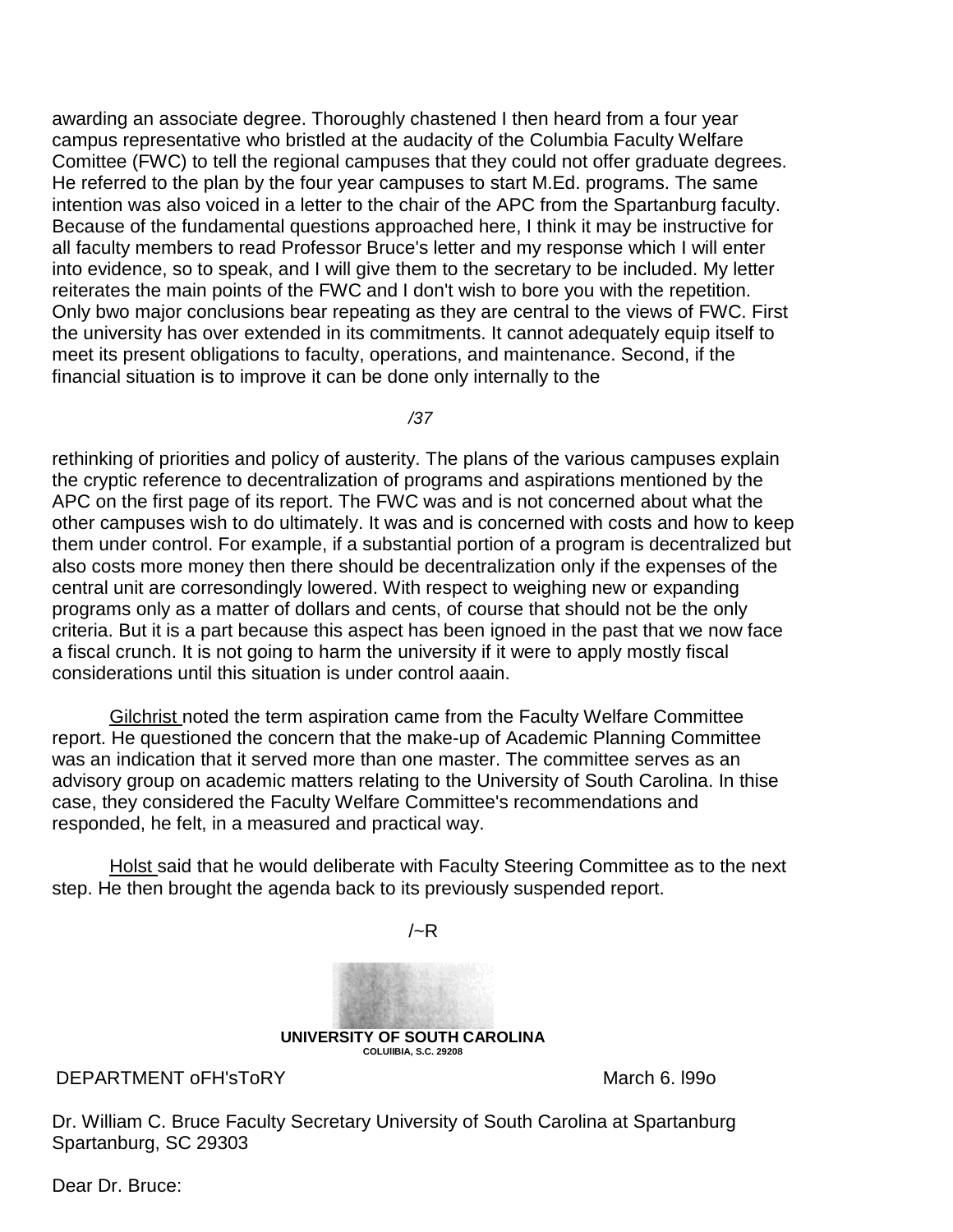awarding an associate degree. Thoroughly chastened I then heard from a four year campus representative who bristled at the audacity of the Columbia Faculty Welfare Comittee (FWC) to tell the regional campuses that they could not offer graduate degrees. He referred to the plan by the four year campuses to start M.Ed. programs. The same intention was also voiced in a letter to the chair of the APC from the Spartanburg faculty. Because of the fundamental questions approached here, I think it may be instructive for all faculty members to read Professor Bruce's letter and my response which I will enter into evidence, so to speak, and I will give them to the secretary to be included. My letter reiterates the main points of the FWC and I don't wish to bore you with the repetition. Only bwo major conclusions bear repeating as they are central to the views of FWC. First the university has over extended in its commitments. It cannot adequately equip itself to meet its present obligations to faculty, operations, and maintenance. Second, if the financial situation is to improve it can be done only internally to the

rethinking of priorities and policy of austerity. The plans of the various campuses explain the cryptic reference to decentralization of programs and aspirations mentioned by the APC on the first page of its report. The FWC was and is not concerned about what the other campuses wish to do ultimately. It was and is concerned with costs and how to keep them under control. For example, if a substantial portion of a program is decentralized but also costs more money then there should be decentralization only if the expenses of the central unit are corresondingly lowered. With respect to weighing new or expanding programs only as a matter of dollars and cents, of course that should not be the only criteria. But it is a part because this aspect has been ignoed in the past that we now face a fiscal crunch. It is not going to harm the university if it were to apply mostly fiscal considerations until this situation is under control aaain.

Gilchrist noted the term aspiration came from the Faculty Welfare Committee report. He questioned the concern that the make-up of Academic Planning Committee was an indication that it served more than one master. The committee serves as an advisory group on academic matters relating to the University of South Carolina. In thise case, they considered the Faculty Welfare Committee's recommendations and responded, he felt, in a measured and practical way.

Holst said that he would deliberate with Faculty Steering Committee as to the next step. He then brought the agenda back to its previously suspended report.

/~R

**UNIVERSITY OF SOUTH CAROLINA**
**COLUIIBIA, S.C. 29208**

DEPARTMENT oFH'sToRY March 6. l99o

Dr. William C. Bruce Faculty Secretary University of South Carolina at Spartanburg Spartanburg, SC 29303

Dear Dr. Bruce: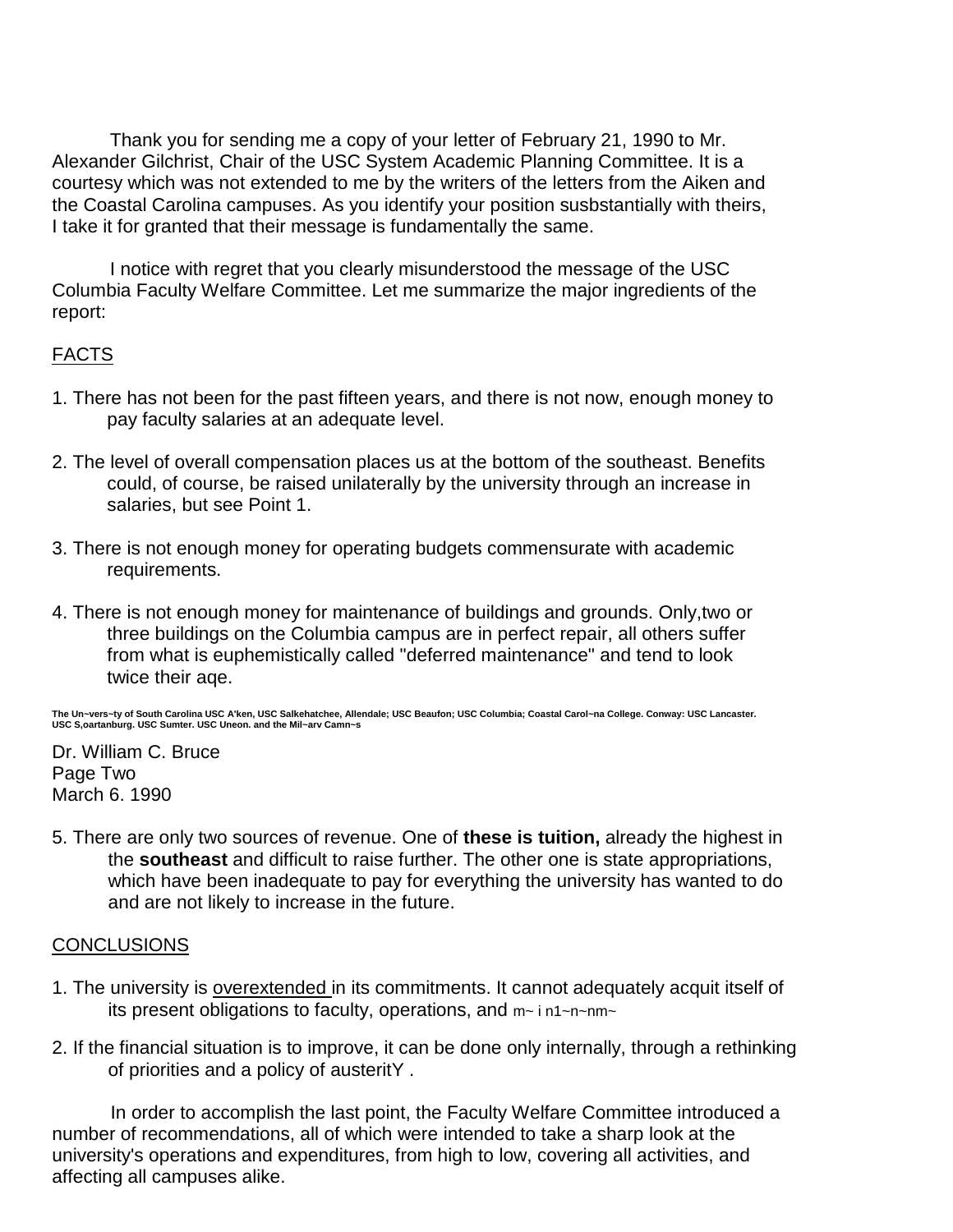Thank you for sending me a copy of your letter of February 21, 1990 to Mr. Alexander Gilchrist, Chair of the USC System Academic Planning Committee. It is a courtesy which was not extended to me by the writers of the letters from the Aiken and the Coastal Carolina campuses. As you identify your position susbstantially with theirs, I take it for granted that their message is fundamentally the same.

I notice with regret that you clearly misunderstood the message of the USC Columbia Faculty Welfare Committee. Let me summarize the major ingredients of the report:

FACTS

1. There has not been for the past fifteen years, and there is not now, enough money to pay faculty salaries at an adequate level.

2. The level of overall compensation places us at the bottom of the southeast. Benefits could, of course, be raised unilaterally by the university through an increase in salaries, but see Point 1.

3. There is not enough money for operating budgets commensurate with academic requirements.

4. There is not enough money for maintenance of buildings and grounds. Only,two or three buildings on the Columbia campus are in perfect repair, all others suffer from what is euphemistically called "deferred maintenance" and tend to look twice their aqe.

**The Un~vers~ty of South Carolina USC A'ken, USC Salkehatchee, Allendale; USC Beaufon; USC Columbia; Coastal Carol~na College. Conway: USC Lancaster. USC S,oartanburg. USC Sumter. USC Uneon. and the Mil~arv Camn~s**

Dr. William C. Bruce
Page Two
March 6. 1990

5. There are only two sources of revenue. One of **these is tuition,** already the highest in the **southeast** and difficult to raise further. The other one is state appropriations, which have been inadequate to pay for everything the university has wanted to do and are not likely to increase in the future.

CONCLUSIONS

1. The university is overextended in its commitments. It cannot adequately acquit itself of its present obligations to faculty, operations, and m~ i n1~n~nm~

2. If the financial situation is to improve, it can be done only internally, through a rethinking of priorities and a policy of austeritY .

In order to accomplish the last point, the Faculty Welfare Committee introduced a number of recommendations, all of which were intended to take a sharp look at the university's operations and expenditures, from high to low, covering all activities, and affecting all campuses alike.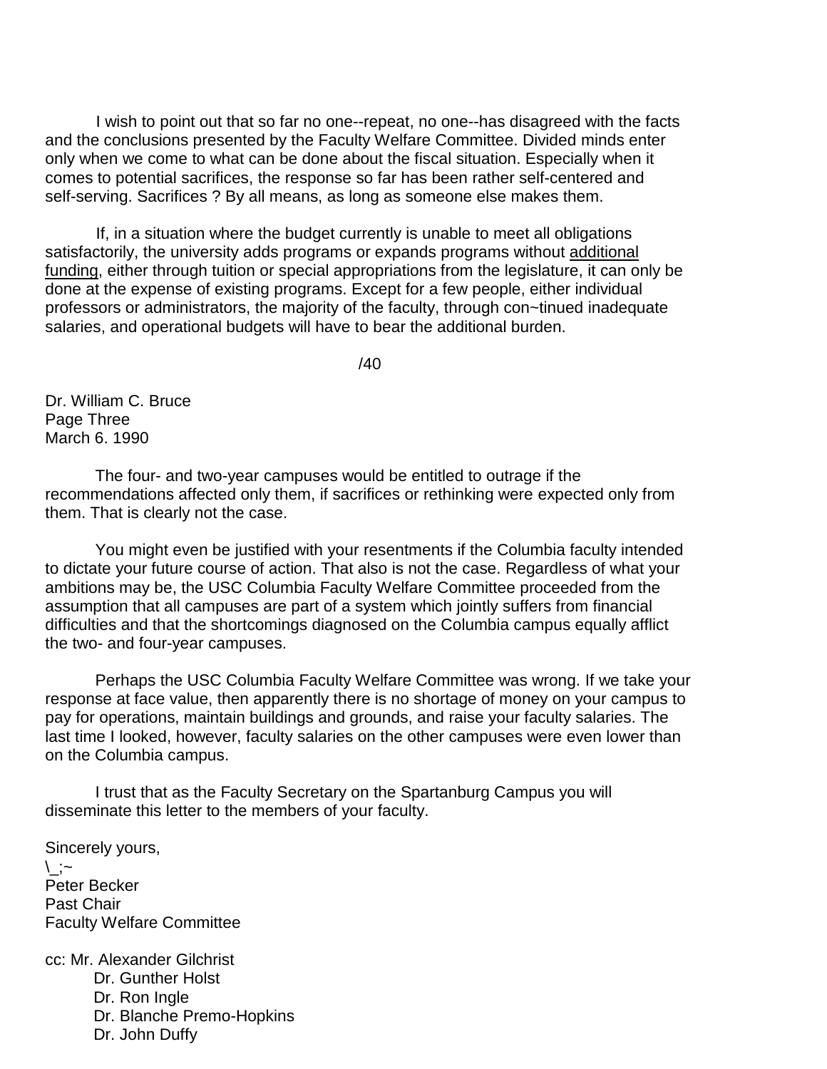I wish to point out that so far no one--repeat, no one--has disagreed with the facts and the conclusions presented by the Faculty Welfare Committee. Divided minds enter only when we come to what can be done about the fiscal situation. Especially when it comes to potential sacrifices, the response so far has been rather self-centered and self-serving. Sacrifices ? By all means, as long as someone else makes them.

If, in a situation where the budget currently is unable to meet all obligations satisfactorily, the university adds programs or expands programs without additional funding, either through tuition or special appropriations from the legislature, it can only be done at the expense of existing programs. Except for a few people, either individual professors or administrators, the majority of the faculty, through con~tinued inadequate salaries, and operational budgets will have to bear the additional burden.

/40

Dr. William C. Bruce
Page Three
March 6. 1990

The four- and two-year campuses would be entitled to outrage if the recommendations affected only them, if sacrifices or rethinking were expected only from them. That is clearly not the case.

You might even be justified with your resentments if the Columbia faculty intended to dictate your future course of action. That also is not the case. Regardless of what your ambitions may be, the USC Columbia Faculty Welfare Committee proceeded from the assumption that all campuses are part of a system which jointly suffers from financial difficulties and that the shortcomings diagnosed on the Columbia campus equally afflict the two- and four-year campuses.

Perhaps the USC Columbia Faculty Welfare Committee was wrong. If we take your response at face value, then apparently there is no shortage of money on your campus to pay for operations, maintain buildings and grounds, and raise your faculty salaries. The last time I looked, however, faculty salaries on the other campuses were even lower than on the Columbia campus.

I trust that as the Faculty Secretary on the Spartanburg Campus you will disseminate this letter to the members of your faculty.

Sincerely yours,

Peter Becker
Past Chair
Faculty Welfare Committee

cc: Mr. Alexander Gilchrist
Dr. Gunther Holst
Dr. Ron Ingle
Dr. Blanche Premo-Hopkins
Dr. John Duffy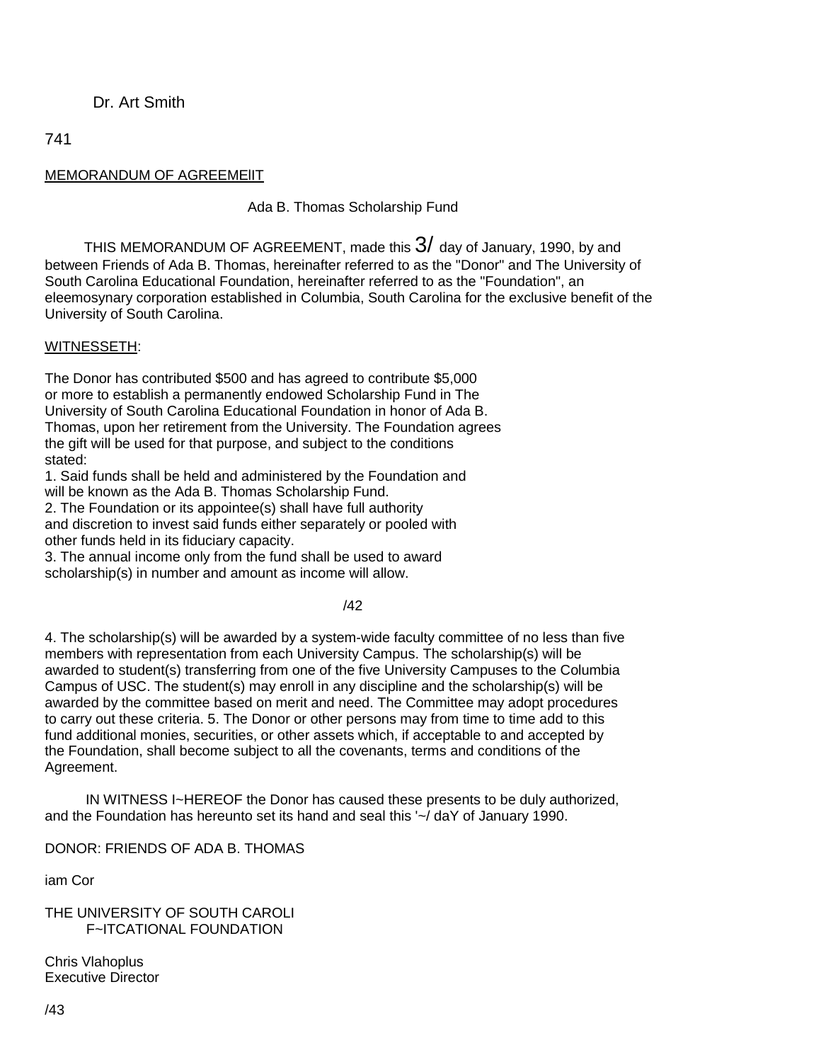Dr. Art Smith

741

MEMORANDUM OF AGREEMElIT

Ada B. Thomas Scholarship Fund

THIS MEMORANDUM OF AGREEMENT, made this 3/ day of January, 1990, by and between Friends of Ada B. Thomas, hereinafter referred to as the "Donor" and The University of South Carolina Educational Foundation, hereinafter referred to as the "Foundation", an eleemosynary corporation established in Columbia, South Carolina for the exclusive benefit of the University of South Carolina.

WITNESSETH:

The Donor has contributed $500 and has agreed to contribute $5,000 or more to establish a permanently endowed Scholarship Fund in The University of South Carolina Educational Foundation in honor of Ada B. Thomas, upon her retirement from the University. The Foundation agrees the gift will be used for that purpose, and subject to the conditions stated:

1. Said funds shall be held and administered by the Foundation and will be known as the Ada B. Thomas Scholarship Fund.
2. The Foundation or its appointee(s) shall have full authority and discretion to invest said funds either separately or pooled with other funds held in its fiduciary capacity.
3. The annual income only from the fund shall be used to award scholarship(s) in number and amount as income will allow.

/42

4. The scholarship(s) will be awarded by a system-wide faculty committee of no less than five members with representation from each University Campus. The scholarship(s) will be awarded to student(s) transferring from one of the five University Campuses to the Columbia Campus of USC. The student(s) may enroll in any discipline and the scholarship(s) will be awarded by the committee based on merit and need. The Committee may adopt procedures to carry out these criteria. 5. The Donor or other persons may from time to time add to this fund additional monies, securities, or other assets which, if acceptable to and accepted by the Foundation, shall become subject to all the covenants, terms and conditions of the Agreement.

IN WITNESS I~HEREOF the Donor has caused these presents to be duly authorized, and the Foundation has hereunto set its hand and seal this '~/ daY of January 1990.

DONOR: FRIENDS OF ADA B. THOMAS

iam Cor

THE UNIVERSITY OF SOUTH CAROLI
F~ITCATIONAL FOUNDATION

Chris Vlahoplus
Executive Director

/43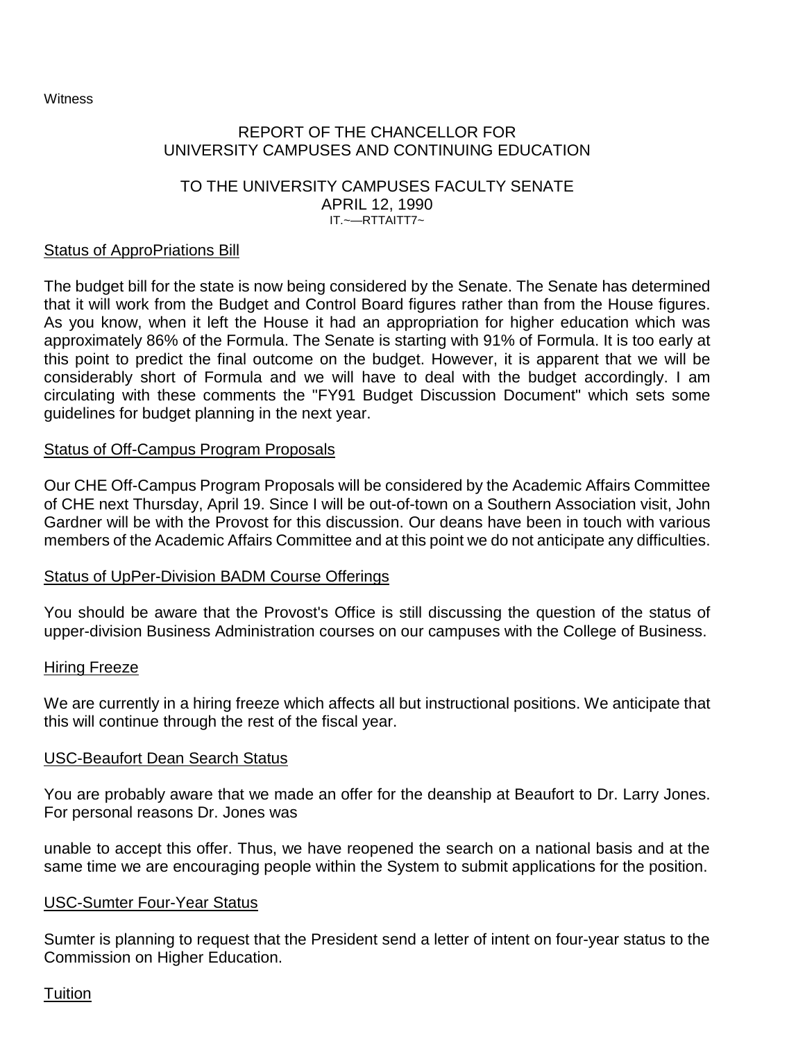Witness

REPORT OF THE CHANCELLOR FOR
UNIVERSITY CAMPUSES AND CONTINUING EDUCATION

TO THE UNIVERSITY CAMPUSES FACULTY SENATE
APRIL 12, 1990
IT.~—RTTAITT7~

Status of ApproPriations Bill

The budget bill for the state is now being considered by the Senate. The Senate has determined that it will work from the Budget and Control Board figures rather than from the House figures. As you know, when it left the House it had an appropriation for higher education which was approximately 86% of the Formula. The Senate is starting with 91% of Formula. It is too early at this point to predict the final outcome on the budget. However, it is apparent that we will be considerably short of Formula and we will have to deal with the budget accordingly. I am circulating with these comments the "FY91 Budget Discussion Document" which sets some guidelines for budget planning in the next year.

Status of Off-Campus Program Proposals

Our CHE Off-Campus Program Proposals will be considered by the Academic Affairs Committee of CHE next Thursday, April 19. Since I will be out-of-town on a Southern Association visit, John Gardner will be with the Provost for this discussion. Our deans have been in touch with various members of the Academic Affairs Committee and at this point we do not anticipate any difficulties.

Status of UpPer-Division BADM Course Offerings

You should be aware that the Provost's Office is still discussing the question of the status of upper-division Business Administration courses on our campuses with the College of Business.

Hiring Freeze

We are currently in a hiring freeze which affects all but instructional positions. We anticipate that this will continue through the rest of the fiscal year.

USC-Beaufort Dean Search Status

You are probably aware that we made an offer for the deanship at Beaufort to Dr. Larry Jones. For personal reasons Dr. Jones was

unable to accept this offer. Thus, we have reopened the search on a national basis and at the same time we are encouraging people within the System to submit applications for the position.

USC-Sumter Four-Year Status

Sumter is planning to request that the President send a letter of intent on four-year status to the Commission on Higher Education.

Tuition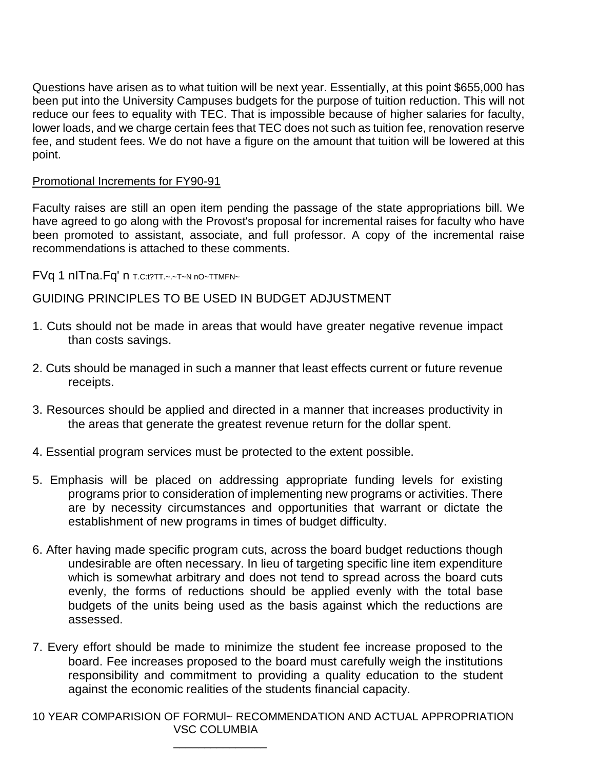Questions have arisen as to what tuition will be next year. Essentially, at this point $655,000 has been put into the University Campuses budgets for the purpose of tuition reduction. This will not reduce our fees to equality with TEC. That is impossible because of higher salaries for faculty, lower loads, and we charge certain fees that TEC does not such as tuition fee, renovation reserve fee, and student fees. We do not have a figure on the amount that tuition will be lowered at this point.

Promotional Increments for FY90-91

Faculty raises are still an open item pending the passage of the state appropriations bill. We have agreed to go along with the Provost's proposal for incremental raises for faculty who have been promoted to assistant, associate, and full professor. A copy of the incremental raise recommendations is attached to these comments.

FVq 1 nITna.Fq' n T.C:t?TT.~.~T~N nO~TTMFN~

GUIDING PRINCIPLES TO BE USED IN BUDGET ADJUSTMENT

1. Cuts should not be made in areas that would have greater negative revenue impact than costs savings.

2. Cuts should be managed in such a manner that least effects current or future revenue receipts.

3. Resources should be applied and directed in a manner that increases productivity in the areas that generate the greatest revenue return for the dollar spent.

4. Essential program services must be protected to the extent possible.

5. Emphasis will be placed on addressing appropriate funding levels for existing programs prior to consideration of implementing new programs or activities. There are by necessity circumstances and opportunities that warrant or dictate the establishment of new programs in times of budget difficulty.

6. After having made specific program cuts, across the board budget reductions though undesirable are often necessary. In lieu of targeting specific line item expenditure which is somewhat arbitrary and does not tend to spread across the board cuts evenly, the forms of reductions should be applied evenly with the total base budgets of the units being used as the basis against which the reductions are assessed.

7. Every effort should be made to minimize the student fee increase proposed to the board. Fee increases proposed to the board must carefully weigh the institutions responsibility and commitment to providing a quality education to the student against the economic realities of the students financial capacity.

10 YEAR COMPARISION OF FORMUl~ RECOMMENDATION AND ACTUAL APPROPRIATION
VSC COLUMBIA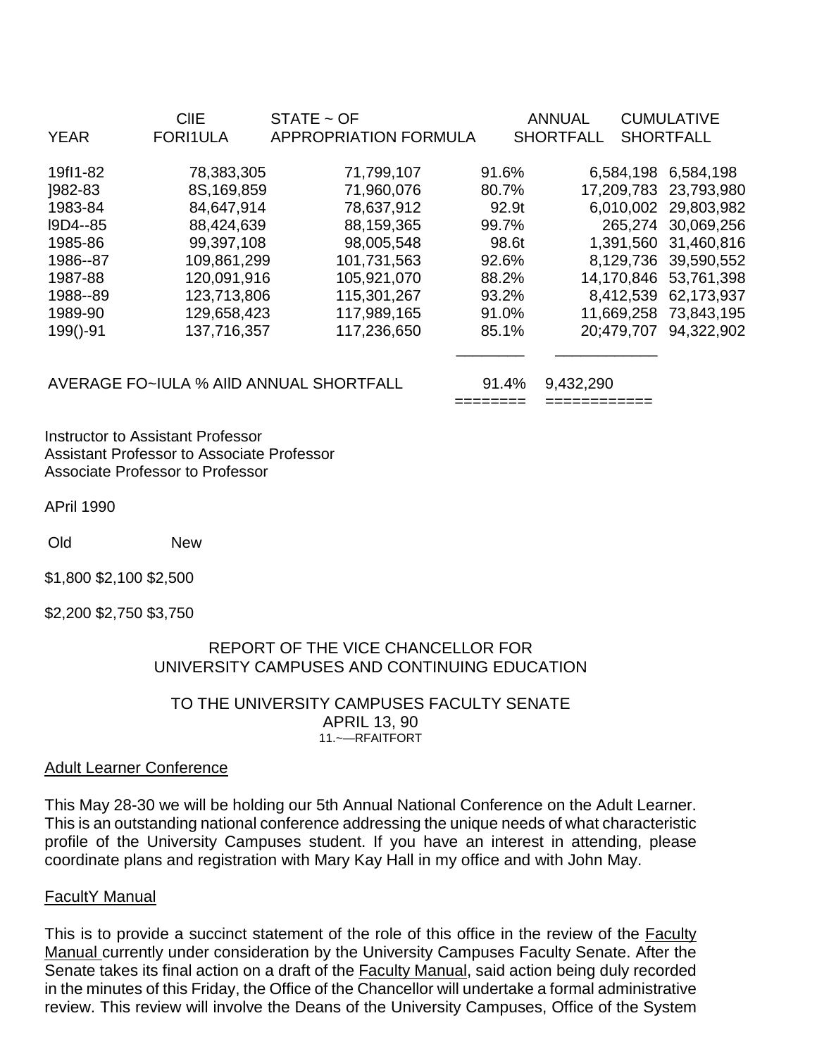| YEAR | CIIE FORI1ULA | STATE ~ OF APPROPRIATION FORMULA | | ANNUAL SHORTFALL | CUMULATIVE SHORTFALL |
|---|---|---|---|---|---|
| 19fI1-82 | 78,383,305 | 71,799,107 | 91.6% | 6,584,198 | 6,584,198 |
| ]982-83 | 8S,169,859 | 71,960,076 | 80.7% | 17,209,783 | 23,793,980 |
| 1983-84 | 84,647,914 | 78,637,912 | 92.9t | 6,010,002 | 29,803,982 |
| l9D4--85 | 88,424,639 | 88,159,365 | 99.7% | 265,274 | 30,069,256 |
| 1985-86 | 99,397,108 | 98,005,548 | 98.6t | 1,391,560 | 31,460,816 |
| 1986--87 | 109,861,299 | 101,731,563 | 92.6% | 8,129,736 | 39,590,552 |
| 1987-88 | 120,091,916 | 105,921,070 | 88.2% | 14,170,846 | 53,761,398 |
| 1988--89 | 123,713,806 | 115,301,267 | 93.2% | 8,412,539 | 62,173,937 |
| 1989-90 | 129,658,423 | 117,989,165 | 91.0% | 11,669,258 | 73,843,195 |
| 199()-91 | 137,716,357 | 117,236,650 | 85.1% | 20;479,707 | 94,322,902 |
| AVERAGE FO~IULA % AIlD ANNUAL SHORTFALL | | | 91.4% | 9,432,290 | |

Instructor to Assistant Professor
Assistant Professor to Associate Professor
Associate Professor to Professor

APril 1990

Old New

$1,800 $2,100 $2,500

$2,200 $2,750 $3,750

## REPORT OF THE VICE CHANCELLOR FOR UNIVERSITY CAMPUSES AND CONTINUING EDUCATION

### TO THE UNIVERSITY CAMPUSES FACULTY SENATE
APRIL 13, 90
11.~—RFAITFORT

### Adult Learner Conference

This May 28-30 we will be holding our 5th Annual National Conference on the Adult Learner. This is an outstanding national conference addressing the unique needs of what characteristic profile of the University Campuses student. If you have an interest in attending, please coordinate plans and registration with Mary Kay Hall in my office and with John May.

### FacultY Manual

This is to provide a succinct statement of the role of this office in the review of the Faculty Manual currently under consideration by the University Campuses Faculty Senate. After the Senate takes its final action on a draft of the Faculty Manual, said action being duly recorded in the minutes of this Friday, the Office of the Chancellor will undertake a formal administrative review. This review will involve the Deans of the University Campuses, Office of the System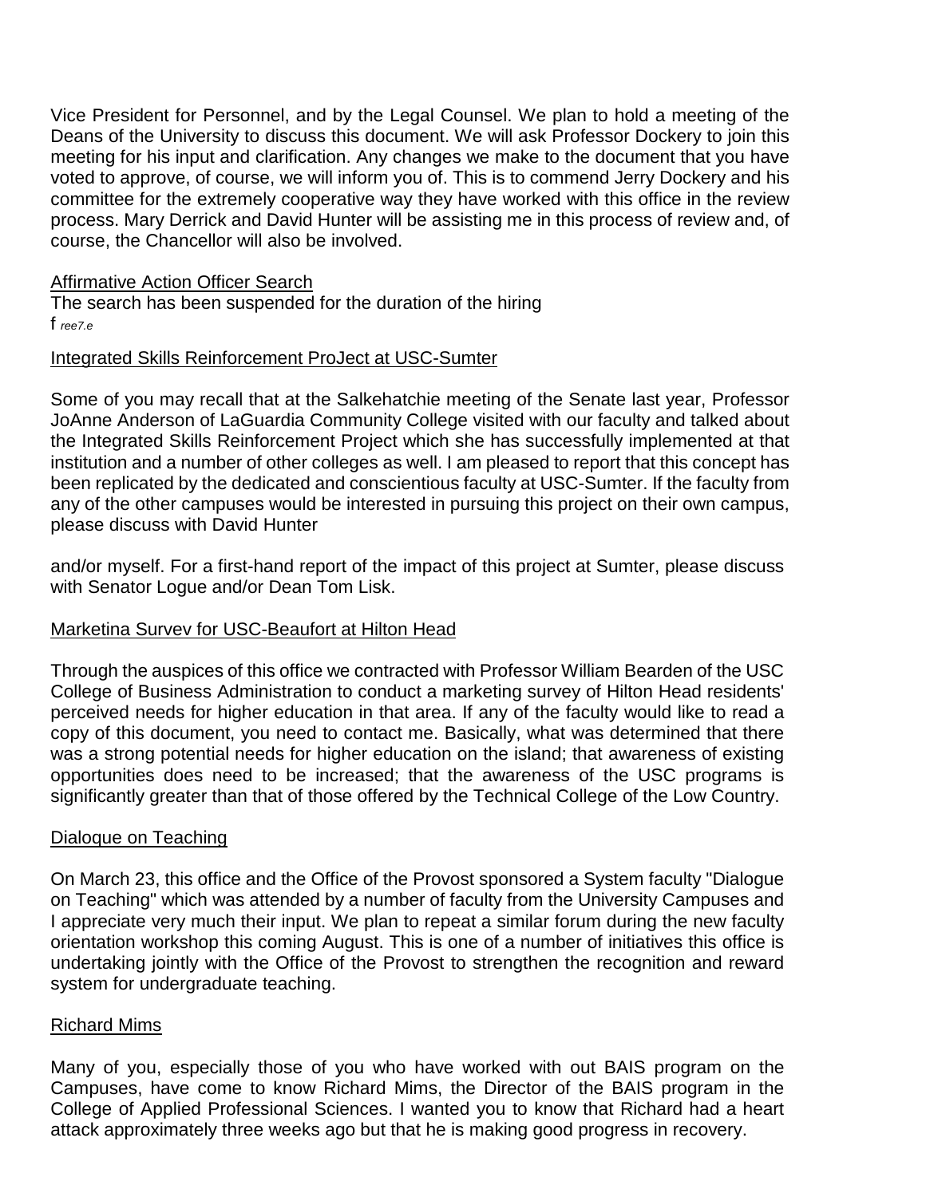Vice President for Personnel, and by the Legal Counsel. We plan to hold a meeting of the Deans of the University to discuss this document. We will ask Professor Dockery to join this meeting for his input and clarification. Any changes we make to the document that you have voted to approve, of course, we will inform you of. This is to commend Jerry Dockery and his committee for the extremely cooperative way they have worked with this office in the review process. Mary Derrick and David Hunter will be assisting me in this process of review and, of course, the Chancellor will also be involved.

Affirmative Action Officer Search

The search has been suspended for the duration of the hiring f *ree7.e*

Integrated Skills Reinforcement ProJect at USC-Sumter

Some of you may recall that at the Salkehatchie meeting of the Senate last year, Professor JoAnne Anderson of LaGuardia Community College visited with our faculty and talked about the Integrated Skills Reinforcement Project which she has successfully implemented at that institution and a number of other colleges as well. I am pleased to report that this concept has been replicated by the dedicated and conscientious faculty at USC-Sumter. If the faculty from any of the other campuses would be interested in pursuing this project on their own campus, please discuss with David Hunter

and/or myself. For a first-hand report of the impact of this project at Sumter, please discuss with Senator Logue and/or Dean Tom Lisk.

Marketina Survev for USC-Beaufort at Hilton Head

Through the auspices of this office we contracted with Professor William Bearden of the USC College of Business Administration to conduct a marketing survey of Hilton Head residents' perceived needs for higher education in that area. If any of the faculty would like to read a copy of this document, you need to contact me. Basically, what was determined that there was a strong potential needs for higher education on the island; that awareness of existing opportunities does need to be increased; that the awareness of the USC programs is significantly greater than that of those offered by the Technical College of the Low Country.

Dialoque on Teaching

On March 23, this office and the Office of the Provost sponsored a System faculty "Dialogue on Teaching" which was attended by a number of faculty from the University Campuses and I appreciate very much their input. We plan to repeat a similar forum during the new faculty orientation workshop this coming August. This is one of a number of initiatives this office is undertaking jointly with the Office of the Provost to strengthen the recognition and reward system for undergraduate teaching.

Richard Mims

Many of you, especially those of you who have worked with out BAIS program on the Campuses, have come to know Richard Mims, the Director of the BAIS program in the College of Applied Professional Sciences. I wanted you to know that Richard had a heart attack approximately three weeks ago but that he is making good progress in recovery.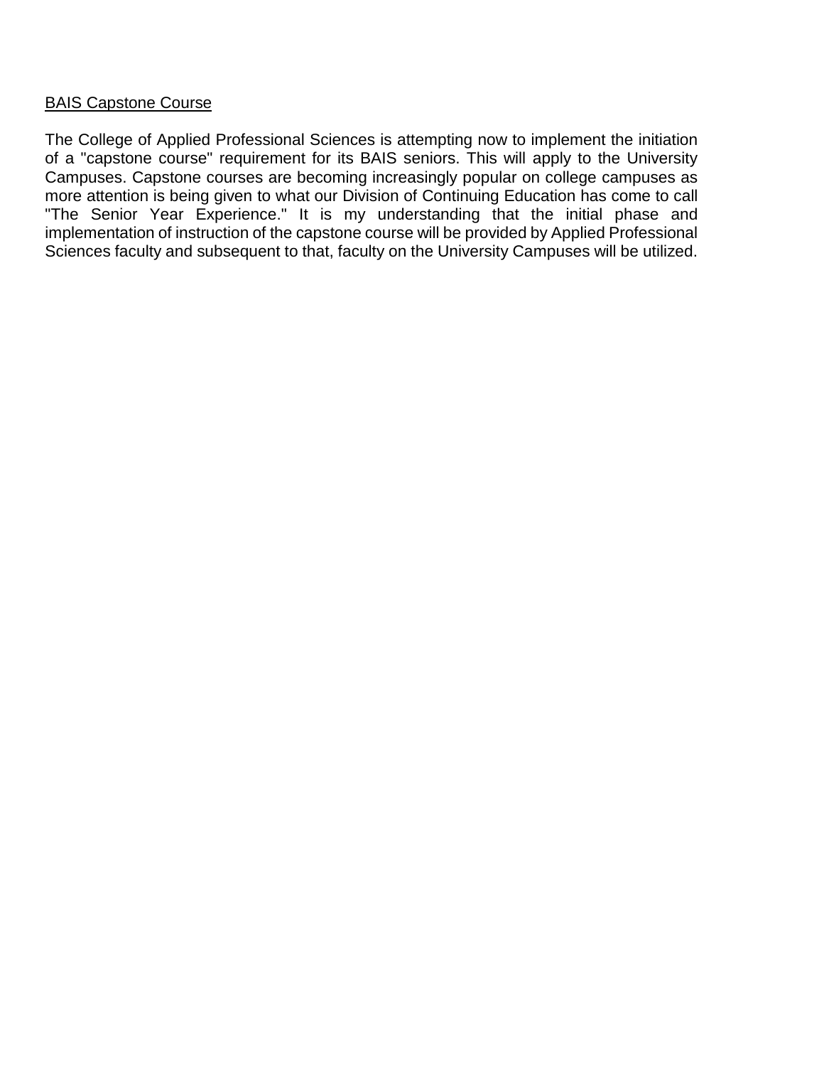<u>BAIS Capstone Course</u>

The College of Applied Professional Sciences is attempting now to implement the initiation of a "capstone course" requirement for its BAIS seniors. This will apply to the University Campuses. Capstone courses are becoming increasingly popular on college campuses as more attention is being given to what our Division of Continuing Education has come to call "The Senior Year Experience." It is my understanding that the initial phase and implementation of instruction of the capstone course will be provided by Applied Professional Sciences faculty and subsequent to that, faculty on the University Campuses will be utilized.